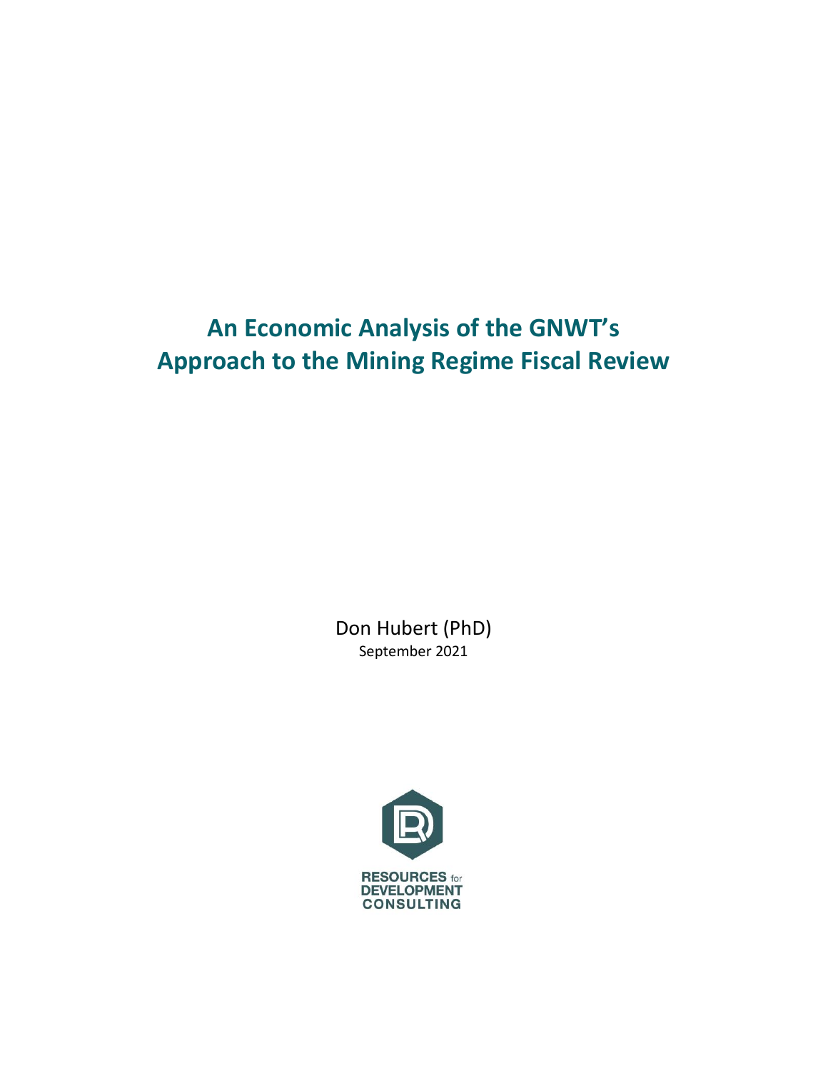# An Economic Analysis of the GNWT's Approach to the Mining Regime Fiscal Review

Don Hubert (PhD)

September 2021

RESOURCES for DEVELOPMENT CONSULTING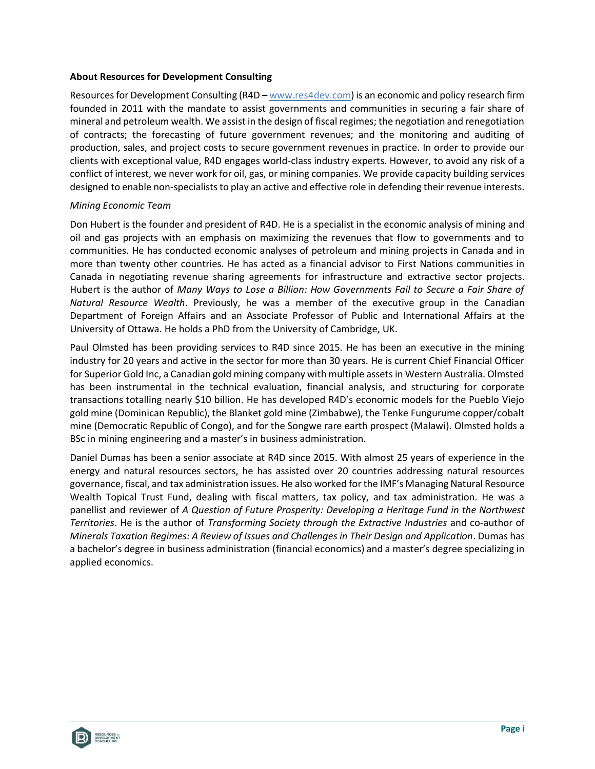**About Resources for Development Consulting**

Resources for Development Consulting (R4D – [www.res4dev.com](http://www.res4dev.com)) is an economic and policy research firm founded in 2011 with the mandate to assist governments and communities in securing a fair share of mineral and petroleum wealth. We assist in the design of fiscal regimes; the negotiation and renegotiation of contracts; the forecasting of future government revenues; and the monitoring and auditing of production, sales, and project costs to secure government revenues in practice. In order to provide our clients with exceptional value, R4D engages world-class industry experts. However, to avoid any risk of a conflict of interest, we never work for oil, gas, or mining companies. We provide capacity building services designed to enable non-specialists to play an active and effective role in defending their revenue interests.

*Mining Economic Team*

Don Hubert is the founder and president of R4D. He is a specialist in the economic analysis of mining and oil and gas projects with an emphasis on maximizing the revenues that flow to governments and to communities. He has conducted economic analyses of petroleum and mining projects in Canada and in more than twenty other countries. He has acted as a financial advisor to First Nations communities in Canada in negotiating revenue sharing agreements for infrastructure and extractive sector projects. Hubert is the author of *Many Ways to Lose a Billion: How Governments Fail to Secure a Fair Share of Natural Resource Wealth*. Previously, he was a member of the executive group in the Canadian Department of Foreign Affairs and an Associate Professor of Public and International Affairs at the University of Ottawa. He holds a PhD from the University of Cambridge, UK.

Paul Olmsted has been providing services to R4D since 2015. He has been an executive in the mining industry for 20 years and active in the sector for more than 30 years. He is current Chief Financial Officer for Superior Gold Inc, a Canadian gold mining company with multiple assets in Western Australia. Olmsted has been instrumental in the technical evaluation, financial analysis, and structuring for corporate transactions totalling nearly $10 billion. He has developed R4D's economic models for the Pueblo Viejo gold mine (Dominican Republic), the Blanket gold mine (Zimbabwe), the Tenke Fungurume copper/cobalt mine (Democratic Republic of Congo), and for the Songwe rare earth prospect (Malawi). Olmsted holds a BSc in mining engineering and a master's in business administration.

Daniel Dumas has been a senior associate at R4D since 2015. With almost 25 years of experience in the energy and natural resources sectors, he has assisted over 20 countries addressing natural resources governance, fiscal, and tax administration issues. He also worked for the IMF's Managing Natural Resource Wealth Topical Trust Fund, dealing with fiscal matters, tax policy, and tax administration. He was a panellist and reviewer of *A Question of Future Prosperity: Developing a Heritage Fund in the Northwest Territories*. He is the author of *Transforming Society through the Extractive Industries* and co-author of *Minerals Taxation Regimes: A Review of Issues and Challenges in Their Design and Application*. Dumas has a bachelor's degree in business administration (financial economics) and a master's degree specializing in applied economics.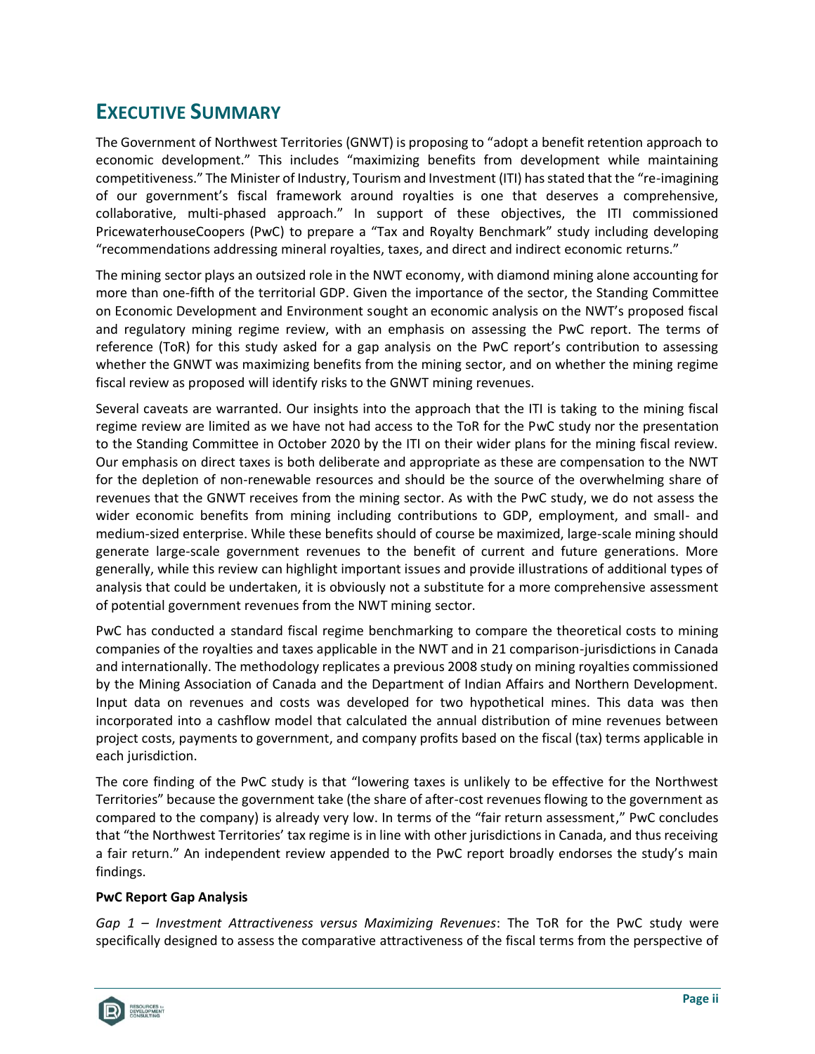# EXECUTIVE SUMMARY

The Government of Northwest Territories (GNWT) is proposing to "adopt a benefit retention approach to economic development." This includes "maximizing benefits from development while maintaining competitiveness." The Minister of Industry, Tourism and Investment (ITI) has stated that the "re-imagining of our government's fiscal framework around royalties is one that deserves a comprehensive, collaborative, multi-phased approach." In support of these objectives, the ITI commissioned PricewaterhouseCoopers (PwC) to prepare a "Tax and Royalty Benchmark" study including developing "recommendations addressing mineral royalties, taxes, and direct and indirect economic returns."

The mining sector plays an outsized role in the NWT economy, with diamond mining alone accounting for more than one-fifth of the territorial GDP. Given the importance of the sector, the Standing Committee on Economic Development and Environment sought an economic analysis on the NWT's proposed fiscal and regulatory mining regime review, with an emphasis on assessing the PwC report. The terms of reference (ToR) for this study asked for a gap analysis on the PwC report's contribution to assessing whether the GNWT was maximizing benefits from the mining sector, and on whether the mining regime fiscal review as proposed will identify risks to the GNWT mining revenues.

Several caveats are warranted. Our insights into the approach that the ITI is taking to the mining fiscal regime review are limited as we have not had access to the ToR for the PwC study nor the presentation to the Standing Committee in October 2020 by the ITI on their wider plans for the mining fiscal review. Our emphasis on direct taxes is both deliberate and appropriate as these are compensation to the NWT for the depletion of non-renewable resources and should be the source of the overwhelming share of revenues that the GNWT receives from the mining sector. As with the PwC study, we do not assess the wider economic benefits from mining including contributions to GDP, employment, and small- and medium-sized enterprise. While these benefits should of course be maximized, large-scale mining should generate large-scale government revenues to the benefit of current and future generations. More generally, while this review can highlight important issues and provide illustrations of additional types of analysis that could be undertaken, it is obviously not a substitute for a more comprehensive assessment of potential government revenues from the NWT mining sector.

PwC has conducted a standard fiscal regime benchmarking to compare the theoretical costs to mining companies of the royalties and taxes applicable in the NWT and in 21 comparison-jurisdictions in Canada and internationally. The methodology replicates a previous 2008 study on mining royalties commissioned by the Mining Association of Canada and the Department of Indian Affairs and Northern Development. Input data on revenues and costs was developed for two hypothetical mines. This data was then incorporated into a cashflow model that calculated the annual distribution of mine revenues between project costs, payments to government, and company profits based on the fiscal (tax) terms applicable in each jurisdiction.

The core finding of the PwC study is that "lowering taxes is unlikely to be effective for the Northwest Territories" because the government take (the share of after-cost revenues flowing to the government as compared to the company) is already very low. In terms of the "fair return assessment," PwC concludes that "the Northwest Territories' tax regime is in line with other jurisdictions in Canada, and thus receiving a fair return." An independent review appended to the PwC report broadly endorses the study's main findings.

**PwC Report Gap Analysis**

*Gap 1 – Investment Attractiveness versus Maximizing Revenues*: The ToR for the PwC study were specifically designed to assess the comparative attractiveness of the fiscal terms from the perspective of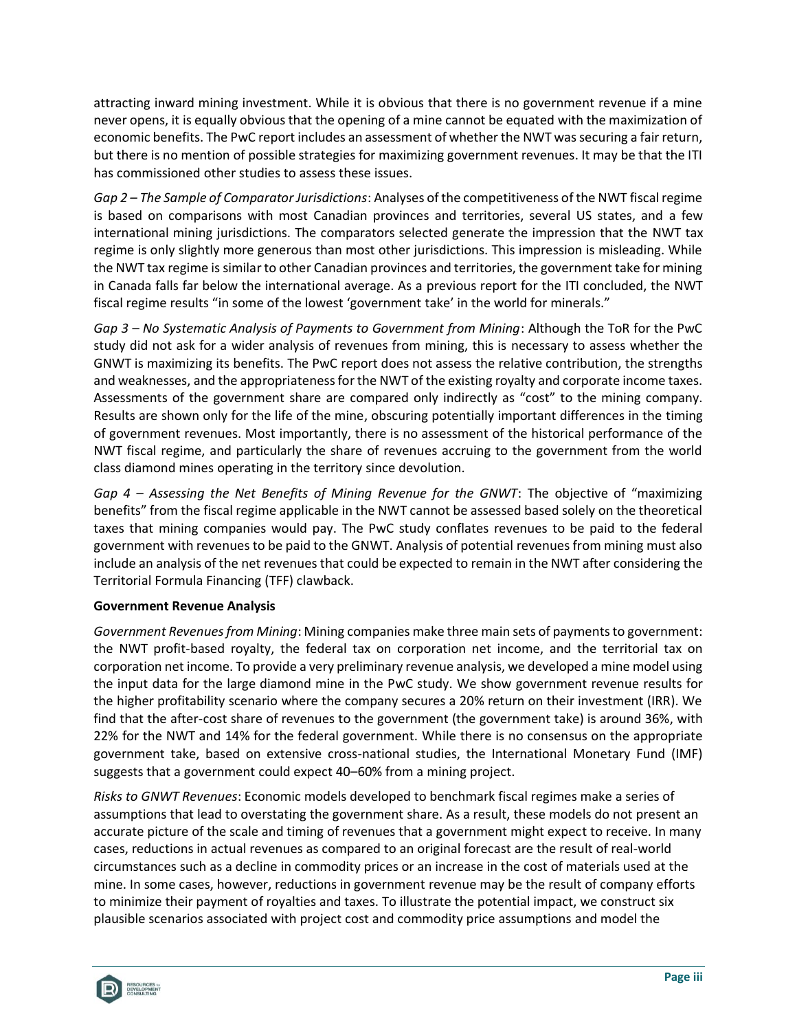attracting inward mining investment. While it is obvious that there is no government revenue if a mine never opens, it is equally obvious that the opening of a mine cannot be equated with the maximization of economic benefits. The PwC report includes an assessment of whether the NWT was securing a fair return, but there is no mention of possible strategies for maximizing government revenues. It may be that the ITI has commissioned other studies to assess these issues.

*Gap 2 – The Sample of Comparator Jurisdictions*: Analyses of the competitiveness of the NWT fiscal regime is based on comparisons with most Canadian provinces and territories, several US states, and a few international mining jurisdictions. The comparators selected generate the impression that the NWT tax regime is only slightly more generous than most other jurisdictions. This impression is misleading. While the NWT tax regime is similar to other Canadian provinces and territories, the government take for mining in Canada falls far below the international average. As a previous report for the ITI concluded, the NWT fiscal regime results "in some of the lowest 'government take' in the world for minerals."

*Gap 3 – No Systematic Analysis of Payments to Government from Mining*: Although the ToR for the PwC study did not ask for a wider analysis of revenues from mining, this is necessary to assess whether the GNWT is maximizing its benefits. The PwC report does not assess the relative contribution, the strengths and weaknesses, and the appropriateness for the NWT of the existing royalty and corporate income taxes. Assessments of the government share are compared only indirectly as "cost" to the mining company. Results are shown only for the life of the mine, obscuring potentially important differences in the timing of government revenues. Most importantly, there is no assessment of the historical performance of the NWT fiscal regime, and particularly the share of revenues accruing to the government from the world class diamond mines operating in the territory since devolution.

*Gap 4 – Assessing the Net Benefits of Mining Revenue for the GNWT*: The objective of "maximizing benefits" from the fiscal regime applicable in the NWT cannot be assessed based solely on the theoretical taxes that mining companies would pay. The PwC study conflates revenues to be paid to the federal government with revenues to be paid to the GNWT. Analysis of potential revenues from mining must also include an analysis of the net revenues that could be expected to remain in the NWT after considering the Territorial Formula Financing (TFF) clawback.

**Government Revenue Analysis**

*Government Revenues from Mining*: Mining companies make three main sets of payments to government: the NWT profit-based royalty, the federal tax on corporation net income, and the territorial tax on corporation net income. To provide a very preliminary revenue analysis, we developed a mine model using the input data for the large diamond mine in the PwC study. We show government revenue results for the higher profitability scenario where the company secures a 20% return on their investment (IRR). We find that the after-cost share of revenues to the government (the government take) is around 36%, with 22% for the NWT and 14% for the federal government. While there is no consensus on the appropriate government take, based on extensive cross-national studies, the International Monetary Fund (IMF) suggests that a government could expect 40–60% from a mining project.

*Risks to GNWT Revenues*: Economic models developed to benchmark fiscal regimes make a series of assumptions that lead to overstating the government share. As a result, these models do not present an accurate picture of the scale and timing of revenues that a government might expect to receive. In many cases, reductions in actual revenues as compared to an original forecast are the result of real-world circumstances such as a decline in commodity prices or an increase in the cost of materials used at the mine. In some cases, however, reductions in government revenue may be the result of company efforts to minimize their payment of royalties and taxes. To illustrate the potential impact, we construct six plausible scenarios associated with project cost and commodity price assumptions and model the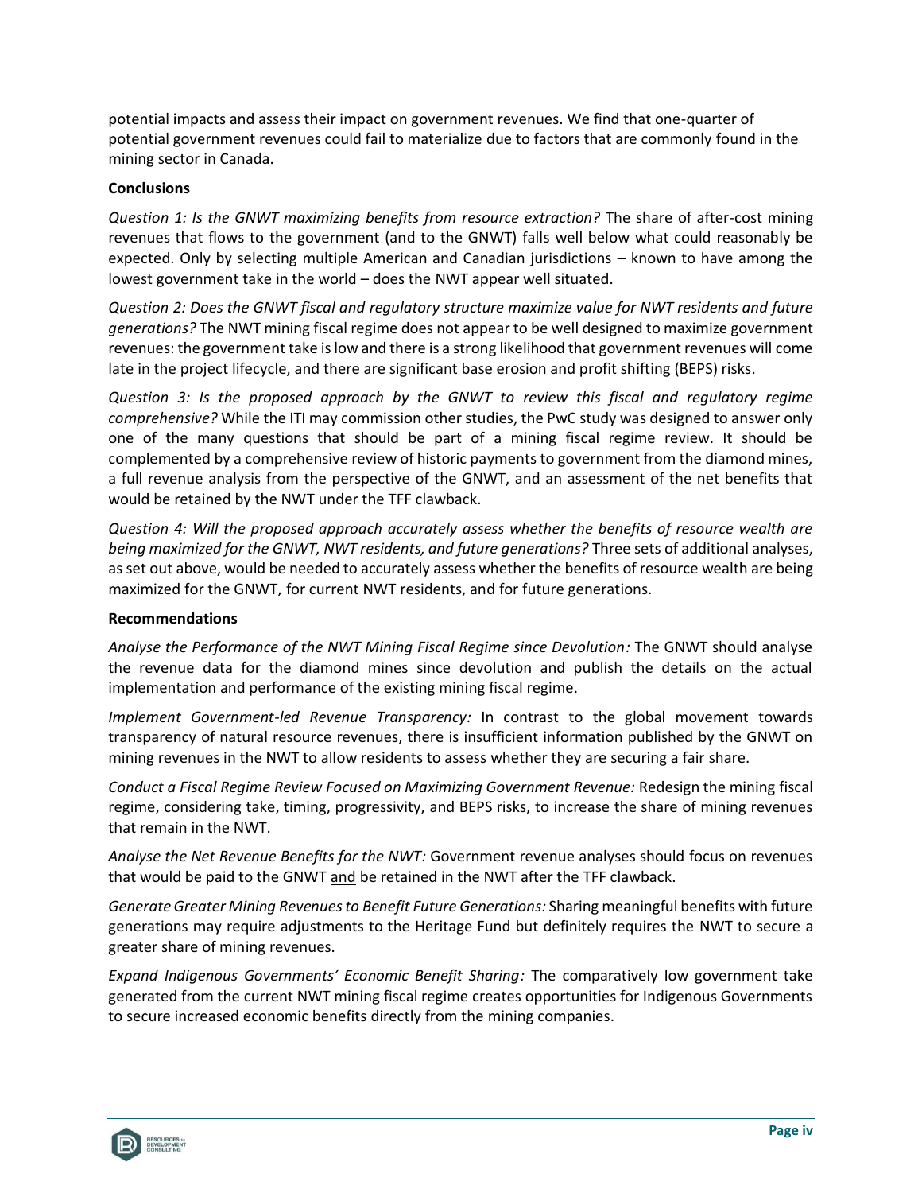potential impacts and assess their impact on government revenues. We find that one-quarter of potential government revenues could fail to materialize due to factors that are commonly found in the mining sector in Canada.

**Conclusions**

*Question 1: Is the GNWT maximizing benefits from resource extraction?* The share of after-cost mining revenues that flows to the government (and to the GNWT) falls well below what could reasonably be expected. Only by selecting multiple American and Canadian jurisdictions – known to have among the lowest government take in the world – does the NWT appear well situated.

*Question 2: Does the GNWT fiscal and regulatory structure maximize value for NWT residents and future generations?* The NWT mining fiscal regime does not appear to be well designed to maximize government revenues: the government take is low and there is a strong likelihood that government revenues will come late in the project lifecycle, and there are significant base erosion and profit shifting (BEPS) risks.

*Question 3: Is the proposed approach by the GNWT to review this fiscal and regulatory regime comprehensive?* While the ITI may commission other studies, the PwC study was designed to answer only one of the many questions that should be part of a mining fiscal regime review. It should be complemented by a comprehensive review of historic payments to government from the diamond mines, a full revenue analysis from the perspective of the GNWT, and an assessment of the net benefits that would be retained by the NWT under the TFF clawback.

*Question 4: Will the proposed approach accurately assess whether the benefits of resource wealth are being maximized for the GNWT, NWT residents, and future generations?* Three sets of additional analyses, as set out above, would be needed to accurately assess whether the benefits of resource wealth are being maximized for the GNWT, for current NWT residents, and for future generations.

**Recommendations**

*Analyse the Performance of the NWT Mining Fiscal Regime since Devolution:* The GNWT should analyse the revenue data for the diamond mines since devolution and publish the details on the actual implementation and performance of the existing mining fiscal regime.

*Implement Government-led Revenue Transparency:* In contrast to the global movement towards transparency of natural resource revenues, there is insufficient information published by the GNWT on mining revenues in the NWT to allow residents to assess whether they are securing a fair share.

*Conduct a Fiscal Regime Review Focused on Maximizing Government Revenue:* Redesign the mining fiscal regime, considering take, timing, progressivity, and BEPS risks, to increase the share of mining revenues that remain in the NWT.

*Analyse the Net Revenue Benefits for the NWT:* Government revenue analyses should focus on revenues that would be paid to the GNWT and be retained in the NWT after the TFF clawback.

*Generate Greater Mining Revenues to Benefit Future Generations:* Sharing meaningful benefits with future generations may require adjustments to the Heritage Fund but definitely requires the NWT to secure a greater share of mining revenues.

*Expand Indigenous Governments' Economic Benefit Sharing:* The comparatively low government take generated from the current NWT mining fiscal regime creates opportunities for Indigenous Governments to secure increased economic benefits directly from the mining companies.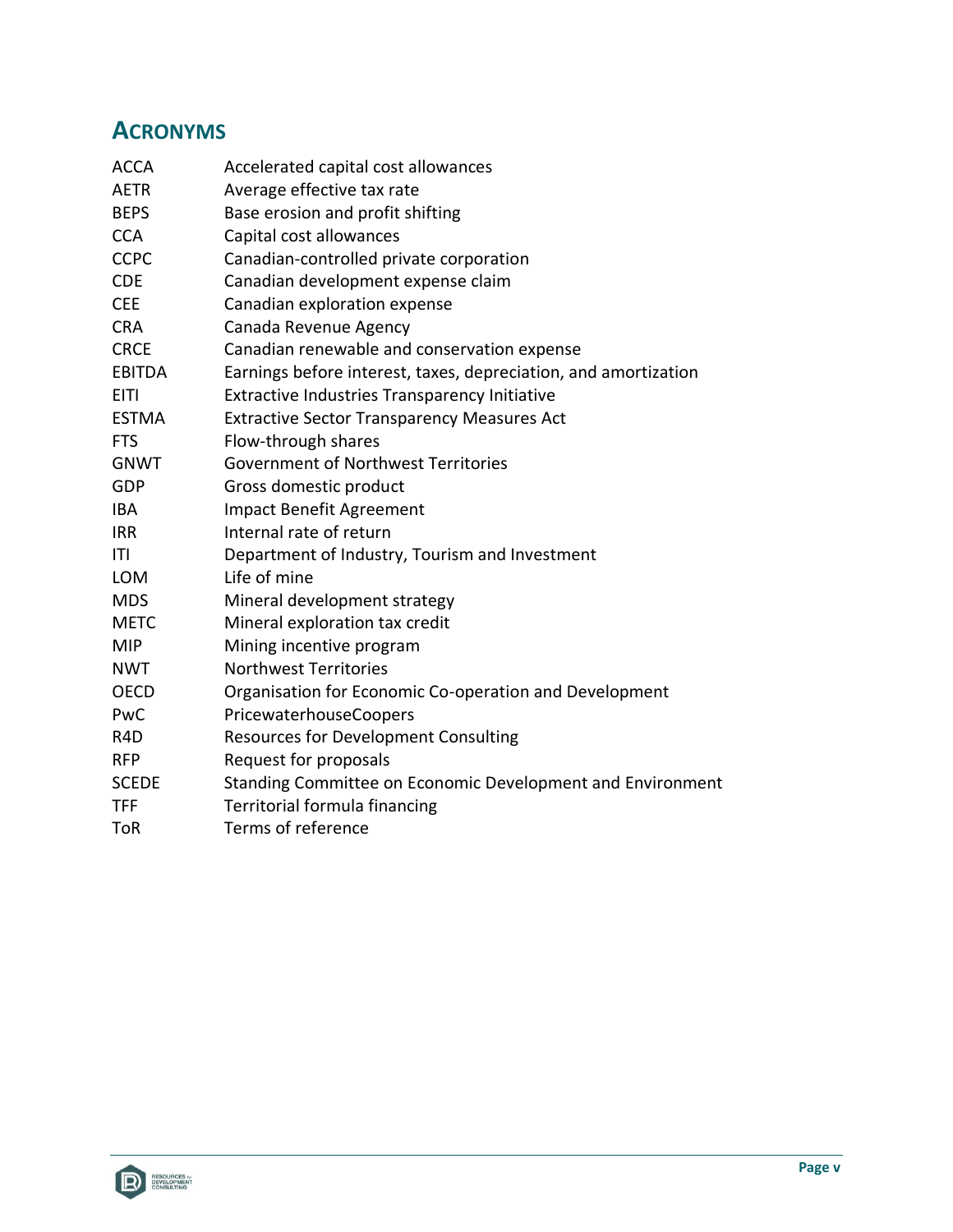## ACRONYMS

| | |
|---|---|
| ACCA | Accelerated capital cost allowances |
| AETR | Average effective tax rate |
| BEPS | Base erosion and profit shifting |
| CCA | Capital cost allowances |
| CCPC | Canadian-controlled private corporation |
| CDE | Canadian development expense claim |
| CEE | Canadian exploration expense |
| CRA | Canada Revenue Agency |
| CRCE | Canadian renewable and conservation expense |
| EBITDA | Earnings before interest, taxes, depreciation, and amortization |
| EITI | Extractive Industries Transparency Initiative |
| ESTMA | Extractive Sector Transparency Measures Act |
| FTS | Flow-through shares |
| GNWT | Government of Northwest Territories |
| GDP | Gross domestic product |
| IBA | Impact Benefit Agreement |
| IRR | Internal rate of return |
| ITI | Department of Industry, Tourism and Investment |
| LOM | Life of mine |
| MDS | Mineral development strategy |
| METC | Mineral exploration tax credit |
| MIP | Mining incentive program |
| NWT | Northwest Territories |
| OECD | Organisation for Economic Co-operation and Development |
| PwC | PricewaterhouseCoopers |
| R4D | Resources for Development Consulting |
| RFP | Request for proposals |
| SCEDE | Standing Committee on Economic Development and Environment |
| TFF | Territorial formula financing |
| ToR | Terms of reference |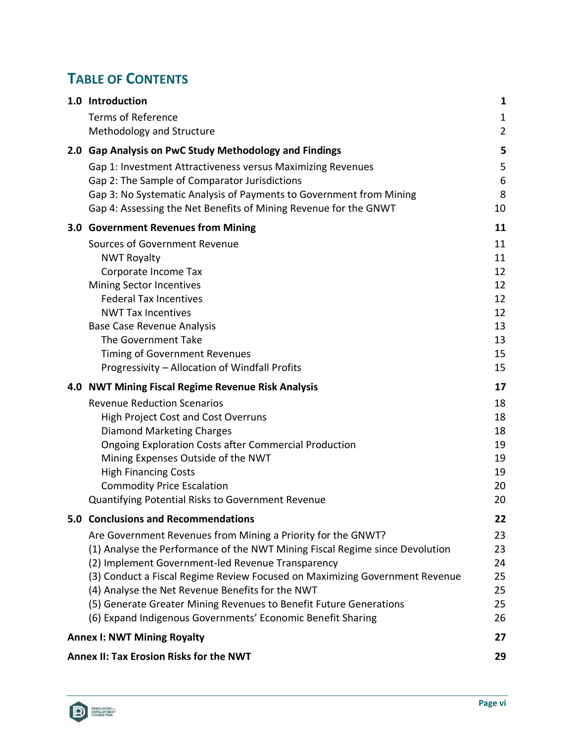# Table of Contents

| | |
|---|---|
| **1.0 Introduction** | **1** |
| Terms of Reference | 1 |
| Methodology and Structure | 2 |
| **2.0 Gap Analysis on PwC Study Methodology and Findings** | **5** |
| Gap 1: Investment Attractiveness versus Maximizing Revenues | 5 |
| Gap 2: The Sample of Comparator Jurisdictions | 6 |
| Gap 3: No Systematic Analysis of Payments to Government from Mining | 8 |
| Gap 4: Assessing the Net Benefits of Mining Revenue for the GNWT | 10 |
| **3.0 Government Revenues from Mining** | **11** |
| Sources of Government Revenue | 11 |
| NWT Royalty | 11 |
| Corporate Income Tax | 12 |
| Mining Sector Incentives | 12 |
| Federal Tax Incentives | 12 |
| NWT Tax Incentives | 12 |
| Base Case Revenue Analysis | 13 |
| The Government Take | 13 |
| Timing of Government Revenues | 15 |
| Progressivity – Allocation of Windfall Profits | 15 |
| **4.0 NWT Mining Fiscal Regime Revenue Risk Analysis** | **17** |
| Revenue Reduction Scenarios | 18 |
| High Project Cost and Cost Overruns | 18 |
| Diamond Marketing Charges | 18 |
| Ongoing Exploration Costs after Commercial Production | 19 |
| Mining Expenses Outside of the NWT | 19 |
| High Financing Costs | 19 |
| Commodity Price Escalation | 20 |
| Quantifying Potential Risks to Government Revenue | 20 |
| **5.0 Conclusions and Recommendations** | **22** |
| Are Government Revenues from Mining a Priority for the GNWT? | 23 |
| (1) Analyse the Performance of the NWT Mining Fiscal Regime since Devolution | 23 |
| (2) Implement Government-led Revenue Transparency | 24 |
| (3) Conduct a Fiscal Regime Review Focused on Maximizing Government Revenue | 25 |
| (4) Analyse the Net Revenue Benefits for the NWT | 25 |
| (5) Generate Greater Mining Revenues to Benefit Future Generations | 25 |
| (6) Expand Indigenous Governments' Economic Benefit Sharing | 26 |
| **Annex I: NWT Mining Royalty** | **27** |
| **Annex II: Tax Erosion Risks for the NWT** | **29** |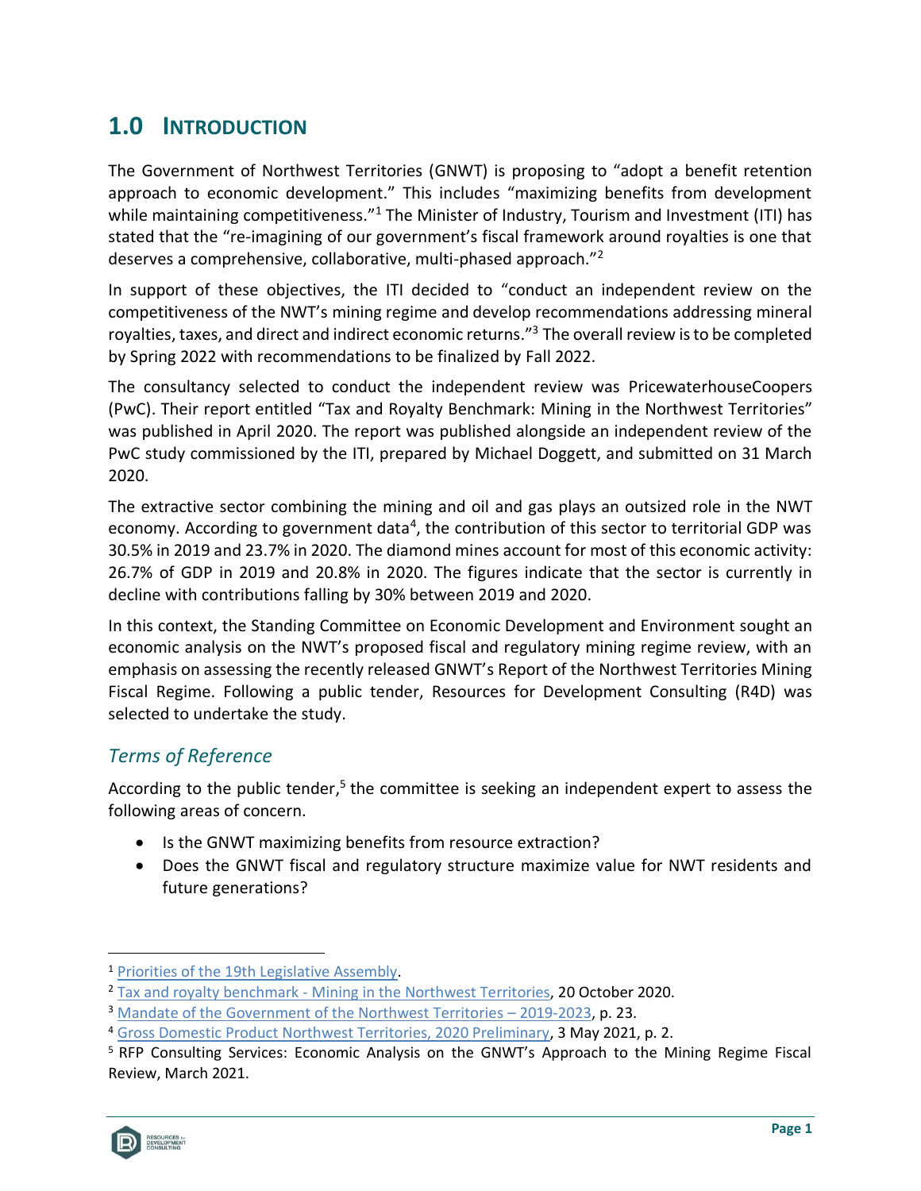# 1.0 INTRODUCTION

The Government of Northwest Territories (GNWT) is proposing to "adopt a benefit retention approach to economic development." This includes "maximizing benefits from development while maintaining competitiveness."[1] The Minister of Industry, Tourism and Investment (ITI) has stated that the "re-imagining of our government's fiscal framework around royalties is one that deserves a comprehensive, collaborative, multi-phased approach."[2]

In support of these objectives, the ITI decided to "conduct an independent review on the competitiveness of the NWT's mining regime and develop recommendations addressing mineral royalties, taxes, and direct and indirect economic returns."[3] The overall review is to be completed by Spring 2022 with recommendations to be finalized by Fall 2022.

The consultancy selected to conduct the independent review was PricewaterhouseCoopers (PwC). Their report entitled "Tax and Royalty Benchmark: Mining in the Northwest Territories" was published in April 2020. The report was published alongside an independent review of the PwC study commissioned by the ITI, prepared by Michael Doggett, and submitted on 31 March 2020.

The extractive sector combining the mining and oil and gas plays an outsized role in the NWT economy. According to government data[4], the contribution of this sector to territorial GDP was 30.5% in 2019 and 23.7% in 2020. The diamond mines account for most of this economic activity: 26.7% of GDP in 2019 and 20.8% in 2020. The figures indicate that the sector is currently in decline with contributions falling by 30% between 2019 and 2020.

In this context, the Standing Committee on Economic Development and Environment sought an economic analysis on the NWT's proposed fiscal and regulatory mining regime review, with an emphasis on assessing the recently released GNWT's Report of the Northwest Territories Mining Fiscal Regime. Following a public tender, Resources for Development Consulting (R4D) was selected to undertake the study.

## *Terms of Reference*

According to the public tender,[5] the committee is seeking an independent expert to assess the following areas of concern.

- Is the GNWT maximizing benefits from resource extraction?
- Does the GNWT fiscal and regulatory structure maximize value for NWT residents and future generations?

---

[1] Priorities of the 19th Legislative Assembly.

[2] Tax and royalty benchmark - Mining in the Northwest Territories, 20 October 2020.

[3] Mandate of the Government of the Northwest Territories – 2019-2023, p. 23.

[4] Gross Domestic Product Northwest Territories, 2020 Preliminary, 3 May 2021, p. 2.

[5] RFP Consulting Services: Economic Analysis on the GNWT's Approach to the Mining Regime Fiscal Review, March 2021.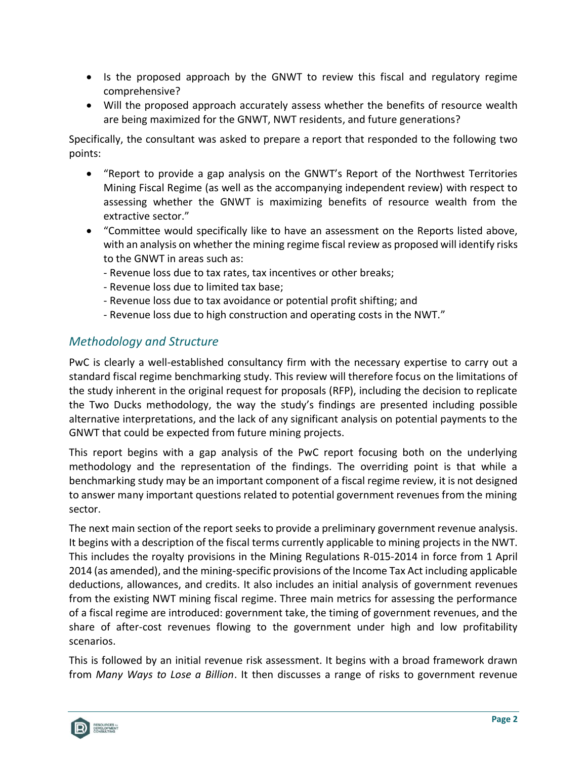- Is the proposed approach by the GNWT to review this fiscal and regulatory regime comprehensive?
- Will the proposed approach accurately assess whether the benefits of resource wealth are being maximized for the GNWT, NWT residents, and future generations?

Specifically, the consultant was asked to prepare a report that responded to the following two points:

- "Report to provide a gap analysis on the GNWT's Report of the Northwest Territories Mining Fiscal Regime (as well as the accompanying independent review) with respect to assessing whether the GNWT is maximizing benefits of resource wealth from the extractive sector."
- "Committee would specifically like to have an assessment on the Reports listed above, with an analysis on whether the mining regime fiscal review as proposed will identify risks to the GNWT in areas such as:
  - Revenue loss due to tax rates, tax incentives or other breaks;
  - Revenue loss due to limited tax base;
  - Revenue loss due to tax avoidance or potential profit shifting; and
  - Revenue loss due to high construction and operating costs in the NWT."

### *Methodology and Structure*

PwC is clearly a well-established consultancy firm with the necessary expertise to carry out a standard fiscal regime benchmarking study. This review will therefore focus on the limitations of the study inherent in the original request for proposals (RFP), including the decision to replicate the Two Ducks methodology, the way the study's findings are presented including possible alternative interpretations, and the lack of any significant analysis on potential payments to the GNWT that could be expected from future mining projects.

This report begins with a gap analysis of the PwC report focusing both on the underlying methodology and the representation of the findings. The overriding point is that while a benchmarking study may be an important component of a fiscal regime review, it is not designed to answer many important questions related to potential government revenues from the mining sector.

The next main section of the report seeks to provide a preliminary government revenue analysis. It begins with a description of the fiscal terms currently applicable to mining projects in the NWT. This includes the royalty provisions in the Mining Regulations R-015-2014 in force from 1 April 2014 (as amended), and the mining-specific provisions of the Income Tax Act including applicable deductions, allowances, and credits. It also includes an initial analysis of government revenues from the existing NWT mining fiscal regime. Three main metrics for assessing the performance of a fiscal regime are introduced: government take, the timing of government revenues, and the share of after-cost revenues flowing to the government under high and low profitability scenarios.

This is followed by an initial revenue risk assessment. It begins with a broad framework drawn from *Many Ways to Lose a Billion*. It then discusses a range of risks to government revenue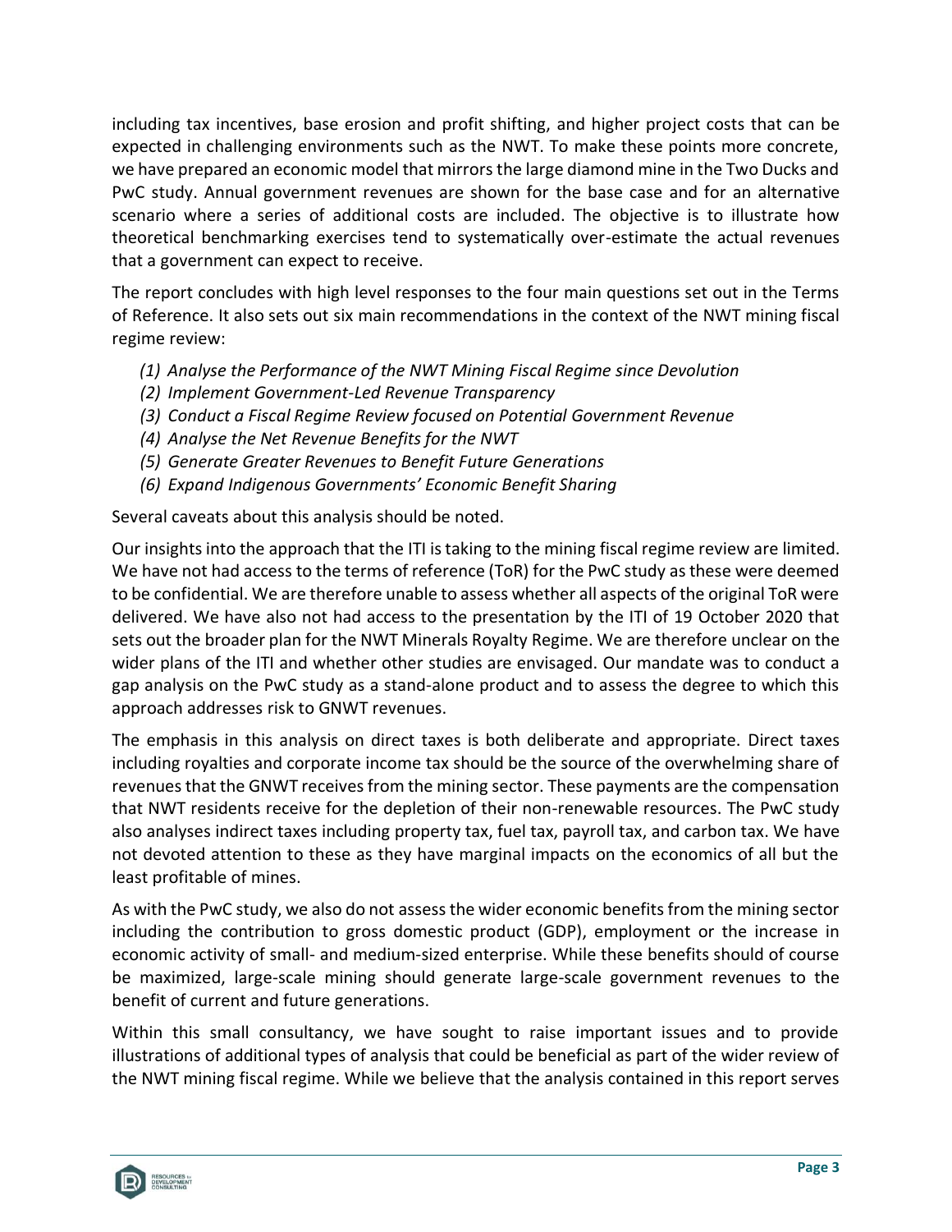including tax incentives, base erosion and profit shifting, and higher project costs that can be expected in challenging environments such as the NWT. To make these points more concrete, we have prepared an economic model that mirrors the large diamond mine in the Two Ducks and PwC study. Annual government revenues are shown for the base case and for an alternative scenario where a series of additional costs are included. The objective is to illustrate how theoretical benchmarking exercises tend to systematically over-estimate the actual revenues that a government can expect to receive.

The report concludes with high level responses to the four main questions set out in the Terms of Reference. It also sets out six main recommendations in the context of the NWT mining fiscal regime review:

(1) *Analyse the Performance of the NWT Mining Fiscal Regime since Devolution*
(2) *Implement Government-Led Revenue Transparency*
(3) *Conduct a Fiscal Regime Review focused on Potential Government Revenue*
(4) *Analyse the Net Revenue Benefits for the NWT*
(5) *Generate Greater Revenues to Benefit Future Generations*
(6) *Expand Indigenous Governments' Economic Benefit Sharing*

Several caveats about this analysis should be noted.

Our insights into the approach that the ITI is taking to the mining fiscal regime review are limited. We have not had access to the terms of reference (ToR) for the PwC study as these were deemed to be confidential. We are therefore unable to assess whether all aspects of the original ToR were delivered. We have also not had access to the presentation by the ITI of 19 October 2020 that sets out the broader plan for the NWT Minerals Royalty Regime. We are therefore unclear on the wider plans of the ITI and whether other studies are envisaged. Our mandate was to conduct a gap analysis on the PwC study as a stand-alone product and to assess the degree to which this approach addresses risk to GNWT revenues.

The emphasis in this analysis on direct taxes is both deliberate and appropriate. Direct taxes including royalties and corporate income tax should be the source of the overwhelming share of revenues that the GNWT receives from the mining sector. These payments are the compensation that NWT residents receive for the depletion of their non-renewable resources. The PwC study also analyses indirect taxes including property tax, fuel tax, payroll tax, and carbon tax. We have not devoted attention to these as they have marginal impacts on the economics of all but the least profitable of mines.

As with the PwC study, we also do not assess the wider economic benefits from the mining sector including the contribution to gross domestic product (GDP), employment or the increase in economic activity of small- and medium-sized enterprise. While these benefits should of course be maximized, large-scale mining should generate large-scale government revenues to the benefit of current and future generations.

Within this small consultancy, we have sought to raise important issues and to provide illustrations of additional types of analysis that could be beneficial as part of the wider review of the NWT mining fiscal regime. While we believe that the analysis contained in this report serves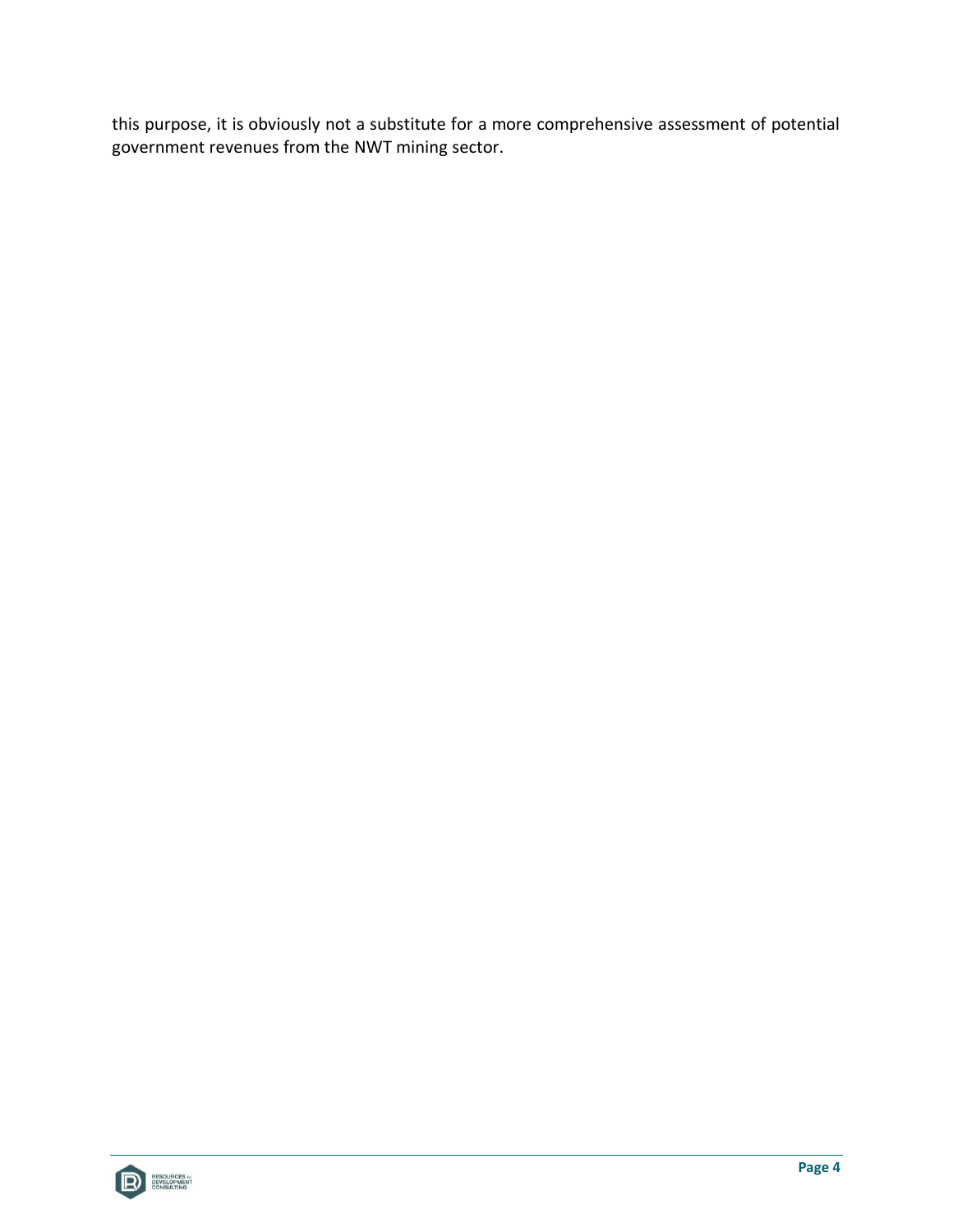this purpose, it is obviously not a substitute for a more comprehensive assessment of potential government revenues from the NWT mining sector.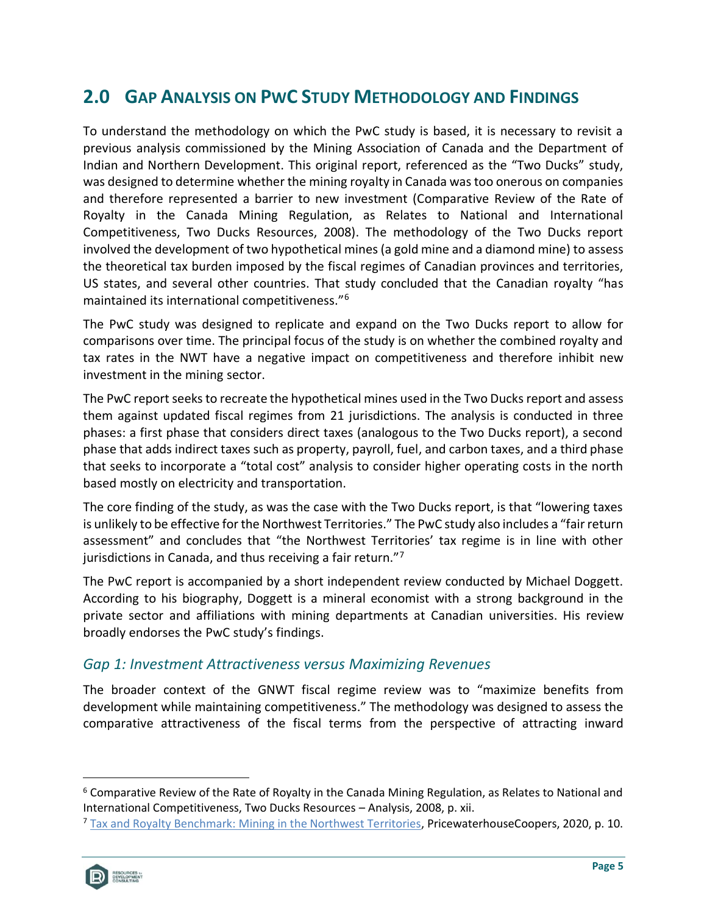## 2.0 Gap Analysis on PwC Study Methodology and Findings

To understand the methodology on which the PwC study is based, it is necessary to revisit a previous analysis commissioned by the Mining Association of Canada and the Department of Indian and Northern Development. This original report, referenced as the "Two Ducks" study, was designed to determine whether the mining royalty in Canada was too onerous on companies and therefore represented a barrier to new investment (Comparative Review of the Rate of Royalty in the Canada Mining Regulation, as Relates to National and International Competitiveness, Two Ducks Resources, 2008). The methodology of the Two Ducks report involved the development of two hypothetical mines (a gold mine and a diamond mine) to assess the theoretical tax burden imposed by the fiscal regimes of Canadian provinces and territories, US states, and several other countries. That study concluded that the Canadian royalty "has maintained its international competitiveness."[6]

The PwC study was designed to replicate and expand on the Two Ducks report to allow for comparisons over time. The principal focus of the study is on whether the combined royalty and tax rates in the NWT have a negative impact on competitiveness and therefore inhibit new investment in the mining sector.

The PwC report seeks to recreate the hypothetical mines used in the Two Ducks report and assess them against updated fiscal regimes from 21 jurisdictions. The analysis is conducted in three phases: a first phase that considers direct taxes (analogous to the Two Ducks report), a second phase that adds indirect taxes such as property, payroll, fuel, and carbon taxes, and a third phase that seeks to incorporate a "total cost" analysis to consider higher operating costs in the north based mostly on electricity and transportation.

The core finding of the study, as was the case with the Two Ducks report, is that "lowering taxes is unlikely to be effective for the Northwest Territories." The PwC study also includes a "fair return assessment" and concludes that "the Northwest Territories' tax regime is in line with other jurisdictions in Canada, and thus receiving a fair return."[7]

The PwC report is accompanied by a short independent review conducted by Michael Doggett. According to his biography, Doggett is a mineral economist with a strong background in the private sector and affiliations with mining departments at Canadian universities. His review broadly endorses the PwC study's findings.

### *Gap 1: Investment Attractiveness versus Maximizing Revenues*

The broader context of the GNWT fiscal regime review was to "maximize benefits from development while maintaining competitiveness." The methodology was designed to assess the comparative attractiveness of the fiscal terms from the perspective of attracting inward

---

[6] Comparative Review of the Rate of Royalty in the Canada Mining Regulation, as Relates to National and International Competitiveness, Two Ducks Resources – Analysis, 2008, p. xii.

[7] Tax and Royalty Benchmark: Mining in the Northwest Territories, PricewaterhouseCoopers, 2020, p. 10.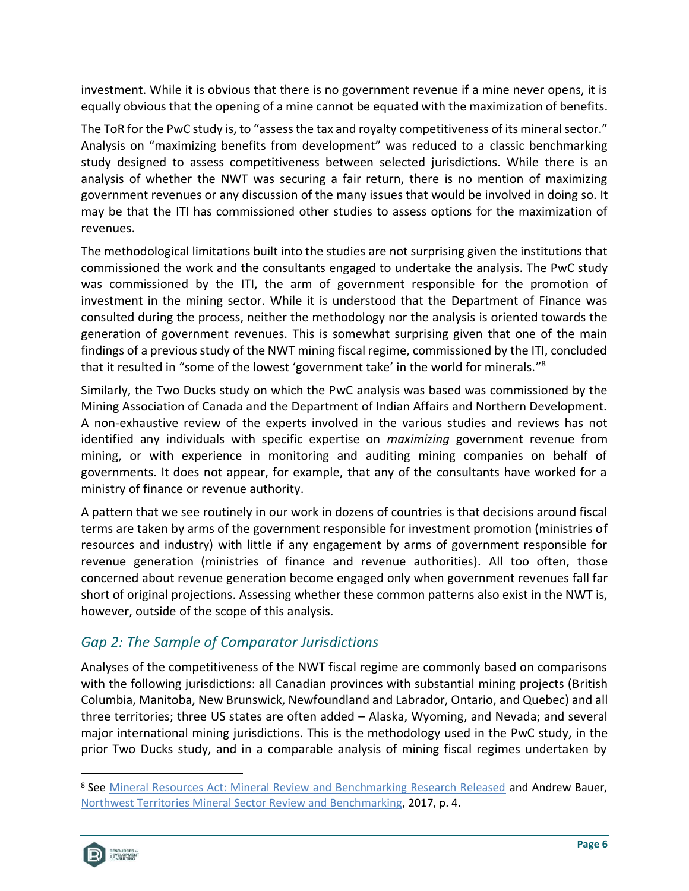investment. While it is obvious that there is no government revenue if a mine never opens, it is equally obvious that the opening of a mine cannot be equated with the maximization of benefits.

The ToR for the PwC study is, to "assess the tax and royalty competitiveness of its mineral sector." Analysis on "maximizing benefits from development" was reduced to a classic benchmarking study designed to assess competitiveness between selected jurisdictions. While there is an analysis of whether the NWT was securing a fair return, there is no mention of maximizing government revenues or any discussion of the many issues that would be involved in doing so. It may be that the ITI has commissioned other studies to assess options for the maximization of revenues.

The methodological limitations built into the studies are not surprising given the institutions that commissioned the work and the consultants engaged to undertake the analysis. The PwC study was commissioned by the ITI, the arm of government responsible for the promotion of investment in the mining sector. While it is understood that the Department of Finance was consulted during the process, neither the methodology nor the analysis is oriented towards the generation of government revenues. This is somewhat surprising given that one of the main findings of a previous study of the NWT mining fiscal regime, commissioned by the ITI, concluded that it resulted in "some of the lowest 'government take' in the world for minerals."[8]

Similarly, the Two Ducks study on which the PwC analysis was based was commissioned by the Mining Association of Canada and the Department of Indian Affairs and Northern Development. A non-exhaustive review of the experts involved in the various studies and reviews has not identified any individuals with specific expertise on *maximizing* government revenue from mining, or with experience in monitoring and auditing mining companies on behalf of governments. It does not appear, for example, that any of the consultants have worked for a ministry of finance or revenue authority.

A pattern that we see routinely in our work in dozens of countries is that decisions around fiscal terms are taken by arms of the government responsible for investment promotion (ministries of resources and industry) with little if any engagement by arms of government responsible for revenue generation (ministries of finance and revenue authorities). All too often, those concerned about revenue generation become engaged only when government revenues fall far short of original projections. Assessing whether these common patterns also exist in the NWT is, however, outside of the scope of this analysis.

### *Gap 2: The Sample of Comparator Jurisdictions*

Analyses of the competitiveness of the NWT fiscal regime are commonly based on comparisons with the following jurisdictions: all Canadian provinces with substantial mining projects (British Columbia, Manitoba, New Brunswick, Newfoundland and Labrador, Ontario, and Quebec) and all three territories; three US states are often added – Alaska, Wyoming, and Nevada; and several major international mining jurisdictions. This is the methodology used in the PwC study, in the prior Two Ducks study, and in a comparable analysis of mining fiscal regimes undertaken by

---

[8] See Mineral Resources Act: Mineral Review and Benchmarking Research Released and Andrew Bauer, Northwest Territories Mineral Sector Review and Benchmarking, 2017, p. 4.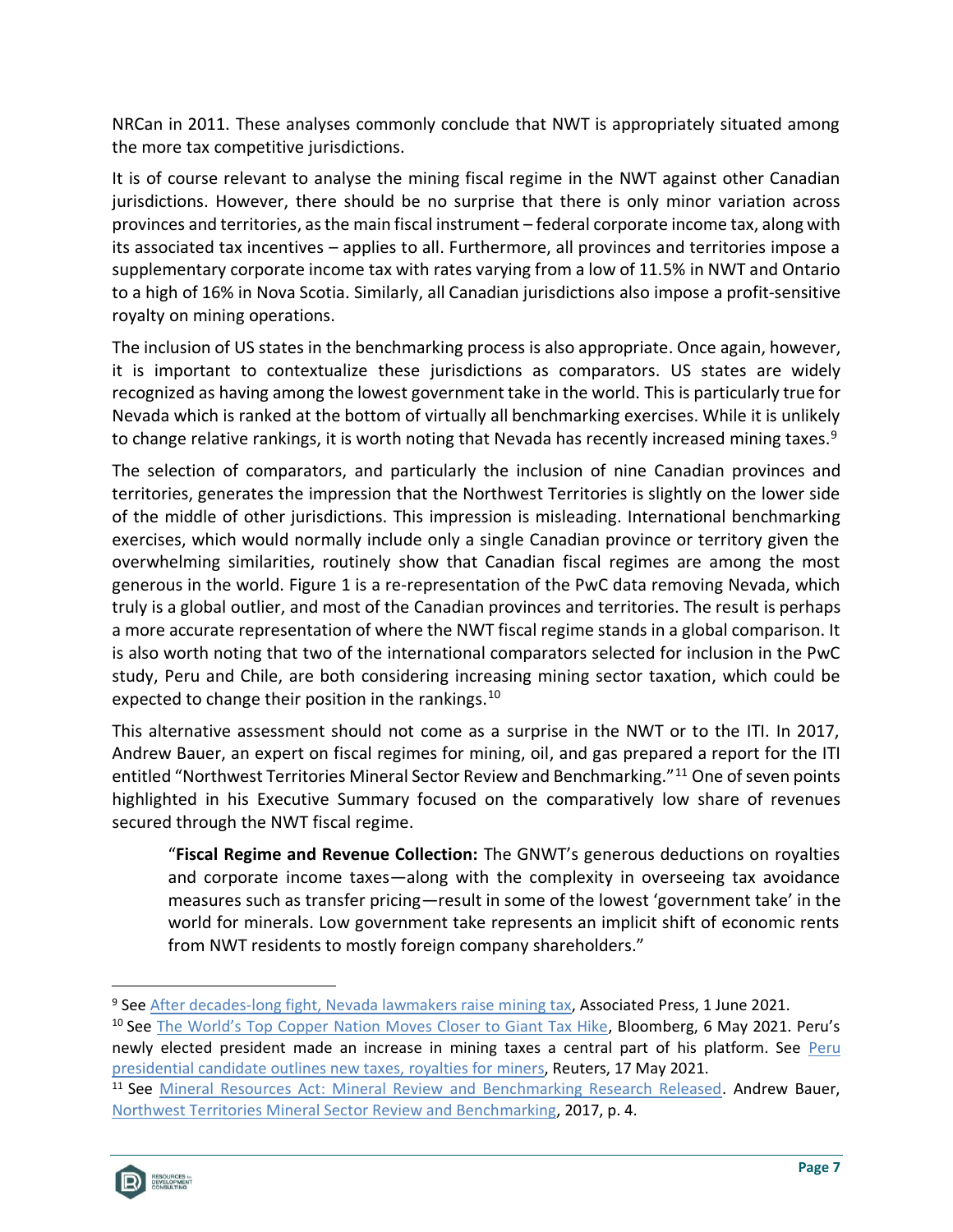NRCan in 2011. These analyses commonly conclude that NWT is appropriately situated among the more tax competitive jurisdictions.

It is of course relevant to analyse the mining fiscal regime in the NWT against other Canadian jurisdictions. However, there should be no surprise that there is only minor variation across provinces and territories, as the main fiscal instrument – federal corporate income tax, along with its associated tax incentives – applies to all. Furthermore, all provinces and territories impose a supplementary corporate income tax with rates varying from a low of 11.5% in NWT and Ontario to a high of 16% in Nova Scotia. Similarly, all Canadian jurisdictions also impose a profit-sensitive royalty on mining operations.

The inclusion of US states in the benchmarking process is also appropriate. Once again, however, it is important to contextualize these jurisdictions as comparators. US states are widely recognized as having among the lowest government take in the world. This is particularly true for Nevada which is ranked at the bottom of virtually all benchmarking exercises. While it is unlikely to change relative rankings, it is worth noting that Nevada has recently increased mining taxes.[9]

The selection of comparators, and particularly the inclusion of nine Canadian provinces and territories, generates the impression that the Northwest Territories is slightly on the lower side of the middle of other jurisdictions. This impression is misleading. International benchmarking exercises, which would normally include only a single Canadian province or territory given the overwhelming similarities, routinely show that Canadian fiscal regimes are among the most generous in the world. Figure 1 is a re-representation of the PwC data removing Nevada, which truly is a global outlier, and most of the Canadian provinces and territories. The result is perhaps a more accurate representation of where the NWT fiscal regime stands in a global comparison. It is also worth noting that two of the international comparators selected for inclusion in the PwC study, Peru and Chile, are both considering increasing mining sector taxation, which could be expected to change their position in the rankings.[10]

This alternative assessment should not come as a surprise in the NWT or to the ITI. In 2017, Andrew Bauer, an expert on fiscal regimes for mining, oil, and gas prepared a report for the ITI entitled "Northwest Territories Mineral Sector Review and Benchmarking."[11] One of seven points highlighted in his Executive Summary focused on the comparatively low share of revenues secured through the NWT fiscal regime.

> "**Fiscal Regime and Revenue Collection:** The GNWT's generous deductions on royalties and corporate income taxes—along with the complexity in overseeing tax avoidance measures such as transfer pricing—result in some of the lowest 'government take' in the world for minerals. Low government take represents an implicit shift of economic rents from NWT residents to mostly foreign company shareholders."

---

[9] See After decades-long fight, Nevada lawmakers raise mining tax, Associated Press, 1 June 2021.

[10] See The World's Top Copper Nation Moves Closer to Giant Tax Hike, Bloomberg, 6 May 2021. Peru's newly elected president made an increase in mining taxes a central part of his platform. See Peru presidential candidate outlines new taxes, royalties for miners, Reuters, 17 May 2021.

[11] See Mineral Resources Act: Mineral Review and Benchmarking Research Released. Andrew Bauer, Northwest Territories Mineral Sector Review and Benchmarking, 2017, p. 4.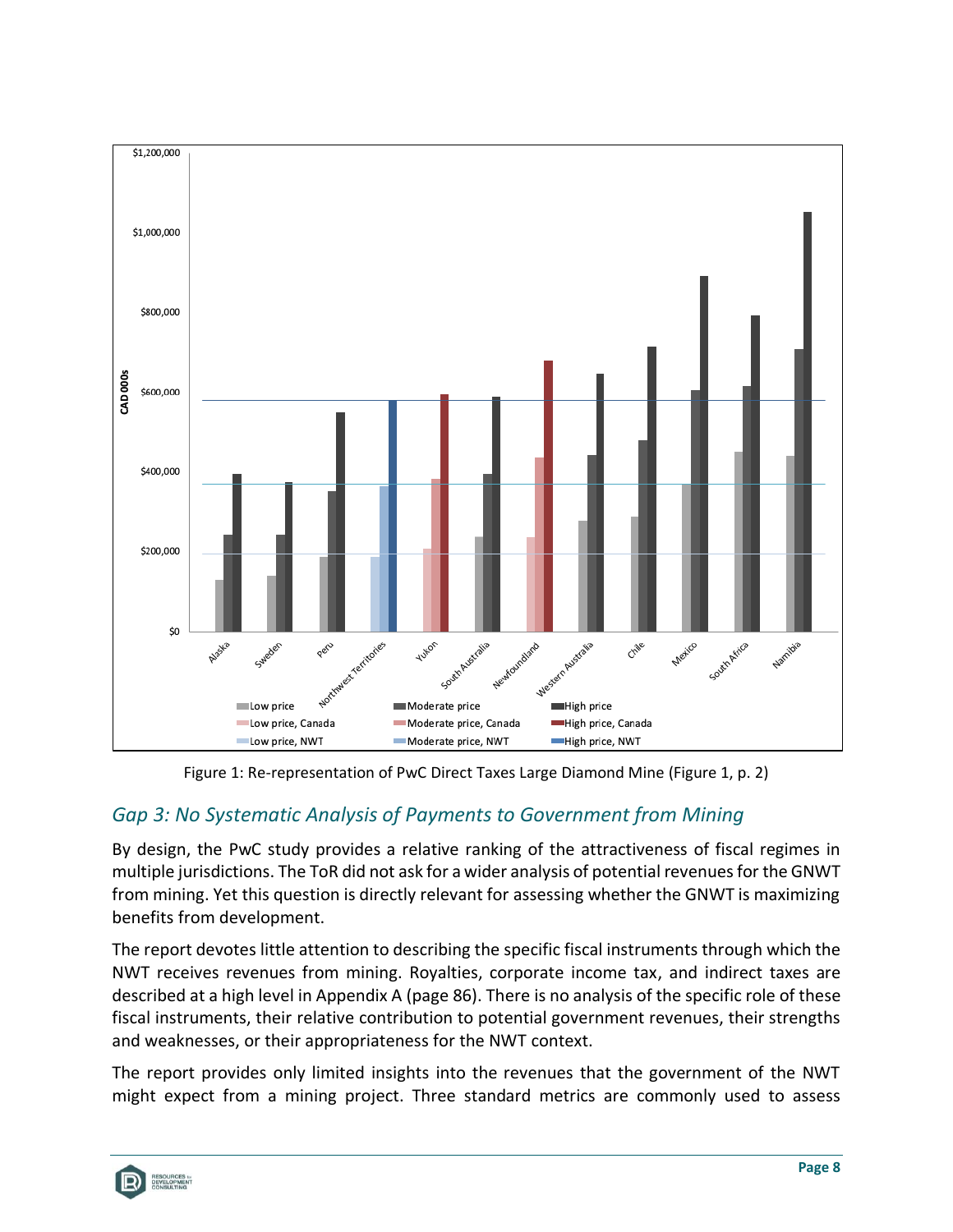Figure 1: Re-representation of PwC Direct Taxes Large Diamond Mine (Figure 1, p. 2)

## *Gap 3: No Systematic Analysis of Payments to Government from Mining*

By design, the PwC study provides a relative ranking of the attractiveness of fiscal regimes in multiple jurisdictions. The ToR did not ask for a wider analysis of potential revenues for the GNWT from mining. Yet this question is directly relevant for assessing whether the GNWT is maximizing benefits from development.

The report devotes little attention to describing the specific fiscal instruments through which the NWT receives revenues from mining. Royalties, corporate income tax, and indirect taxes are described at a high level in Appendix A (page 86). There is no analysis of the specific role of these fiscal instruments, their relative contribution to potential government revenues, their strengths and weaknesses, or their appropriateness for the NWT context.

The report provides only limited insights into the revenues that the government of the NWT might expect from a mining project. Three standard metrics are commonly used to assess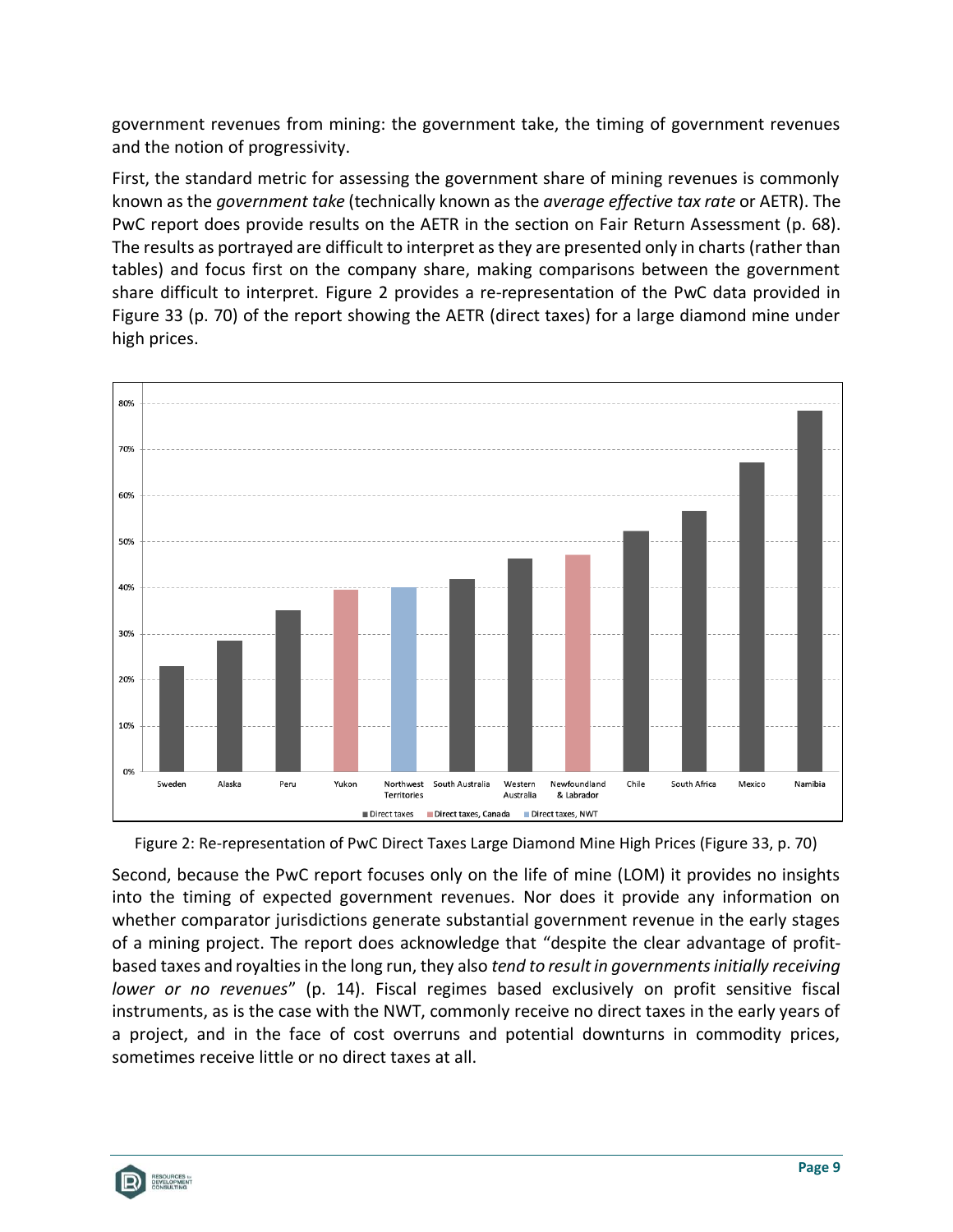government revenues from mining: the government take, the timing of government revenues and the notion of progressivity.

First, the standard metric for assessing the government share of mining revenues is commonly known as the *government take* (technically known as the *average effective tax rate* or AETR). The PwC report does provide results on the AETR in the section on Fair Return Assessment (p. 68). The results as portrayed are difficult to interpret as they are presented only in charts (rather than tables) and focus first on the company share, making comparisons between the government share difficult to interpret. Figure 2 provides a re-representation of the PwC data provided in Figure 33 (p. 70) of the report showing the AETR (direct taxes) for a large diamond mine under high prices.

Figure 2: Re-representation of PwC Direct Taxes Large Diamond Mine High Prices (Figure 33, p. 70)

Second, because the PwC report focuses only on the life of mine (LOM) it provides no insights into the timing of expected government revenues. Nor does it provide any information on whether comparator jurisdictions generate substantial government revenue in the early stages of a mining project. The report does acknowledge that "despite the clear advantage of profit-based taxes and royalties in the long run, they also *tend to result in governments initially receiving lower or no revenues*" (p. 14). Fiscal regimes based exclusively on profit sensitive fiscal instruments, as is the case with the NWT, commonly receive no direct taxes in the early years of a project, and in the face of cost overruns and potential downturns in commodity prices, sometimes receive little or no direct taxes at all.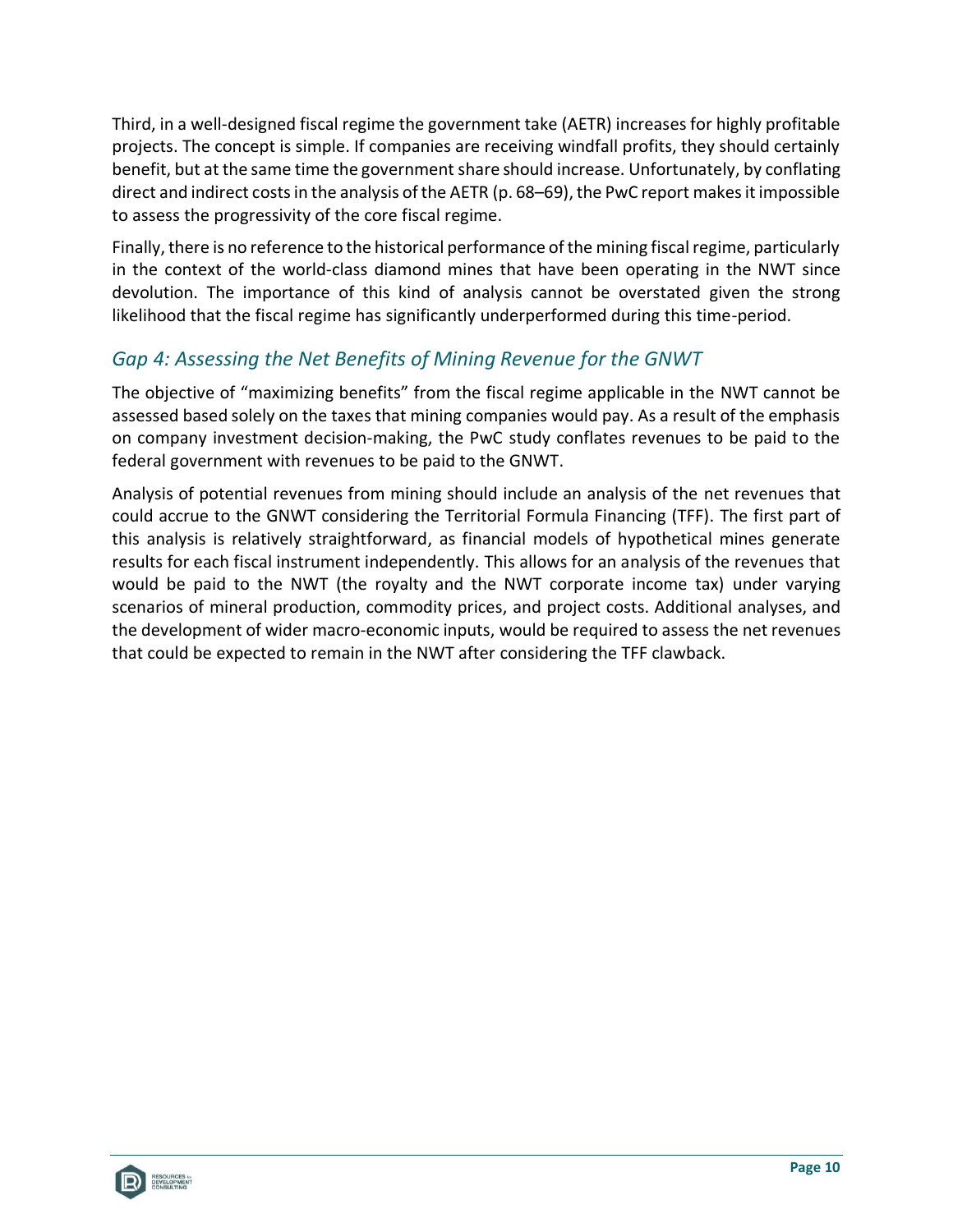Third, in a well-designed fiscal regime the government take (AETR) increases for highly profitable projects. The concept is simple. If companies are receiving windfall profits, they should certainly benefit, but at the same time the government share should increase. Unfortunately, by conflating direct and indirect costs in the analysis of the AETR (p. 68–69), the PwC report makes it impossible to assess the progressivity of the core fiscal regime.

Finally, there is no reference to the historical performance of the mining fiscal regime, particularly in the context of the world-class diamond mines that have been operating in the NWT since devolution. The importance of this kind of analysis cannot be overstated given the strong likelihood that the fiscal regime has significantly underperformed during this time-period.

### *Gap 4: Assessing the Net Benefits of Mining Revenue for the GNWT*

The objective of "maximizing benefits" from the fiscal regime applicable in the NWT cannot be assessed based solely on the taxes that mining companies would pay. As a result of the emphasis on company investment decision-making, the PwC study conflates revenues to be paid to the federal government with revenues to be paid to the GNWT.

Analysis of potential revenues from mining should include an analysis of the net revenues that could accrue to the GNWT considering the Territorial Formula Financing (TFF). The first part of this analysis is relatively straightforward, as financial models of hypothetical mines generate results for each fiscal instrument independently. This allows for an analysis of the revenues that would be paid to the NWT (the royalty and the NWT corporate income tax) under varying scenarios of mineral production, commodity prices, and project costs. Additional analyses, and the development of wider macro-economic inputs, would be required to assess the net revenues that could be expected to remain in the NWT after considering the TFF clawback.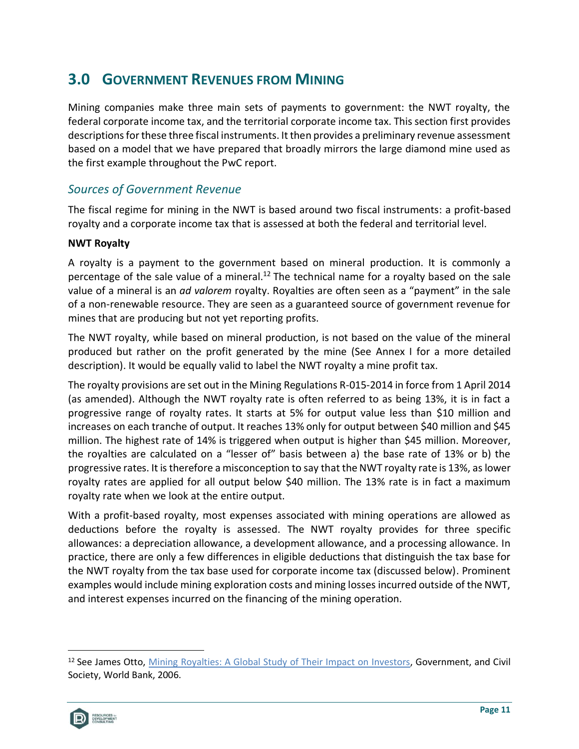## 3.0 GOVERNMENT REVENUES FROM MINING

Mining companies make three main sets of payments to government: the NWT royalty, the federal corporate income tax, and the territorial corporate income tax. This section first provides descriptions for these three fiscal instruments. It then provides a preliminary revenue assessment based on a model that we have prepared that broadly mirrors the large diamond mine used as the first example throughout the PwC report.

### *Sources of Government Revenue*

The fiscal regime for mining in the NWT is based around two fiscal instruments: a profit-based royalty and a corporate income tax that is assessed at both the federal and territorial level.

**NWT Royalty**

A royalty is a payment to the government based on mineral production. It is commonly a percentage of the sale value of a mineral.[12] The technical name for a royalty based on the sale value of a mineral is an *ad valorem* royalty. Royalties are often seen as a "payment" in the sale of a non-renewable resource. They are seen as a guaranteed source of government revenue for mines that are producing but not yet reporting profits.

The NWT royalty, while based on mineral production, is not based on the value of the mineral produced but rather on the profit generated by the mine (See Annex I for a more detailed description). It would be equally valid to label the NWT royalty a mine profit tax.

The royalty provisions are set out in the Mining Regulations R-015-2014 in force from 1 April 2014 (as amended). Although the NWT royalty rate is often referred to as being 13%, it is in fact a progressive range of royalty rates. It starts at 5% for output value less than $10 million and increases on each tranche of output. It reaches 13% only for output between $40 million and $45 million. The highest rate of 14% is triggered when output is higher than $45 million. Moreover, the royalties are calculated on a "lesser of" basis between a) the base rate of 13% or b) the progressive rates. It is therefore a misconception to say that the NWT royalty rate is 13%, as lower royalty rates are applied for all output below $40 million. The 13% rate is in fact a maximum royalty rate when we look at the entire output.

With a profit-based royalty, most expenses associated with mining operations are allowed as deductions before the royalty is assessed. The NWT royalty provides for three specific allowances: a depreciation allowance, a development allowance, and a processing allowance. In practice, there are only a few differences in eligible deductions that distinguish the tax base for the NWT royalty from the tax base used for corporate income tax (discussed below). Prominent examples would include mining exploration costs and mining losses incurred outside of the NWT, and interest expenses incurred on the financing of the mining operation.

---

[12] See James Otto, Mining Royalties: A Global Study of Their Impact on Investors, Government, and Civil Society, World Bank, 2006.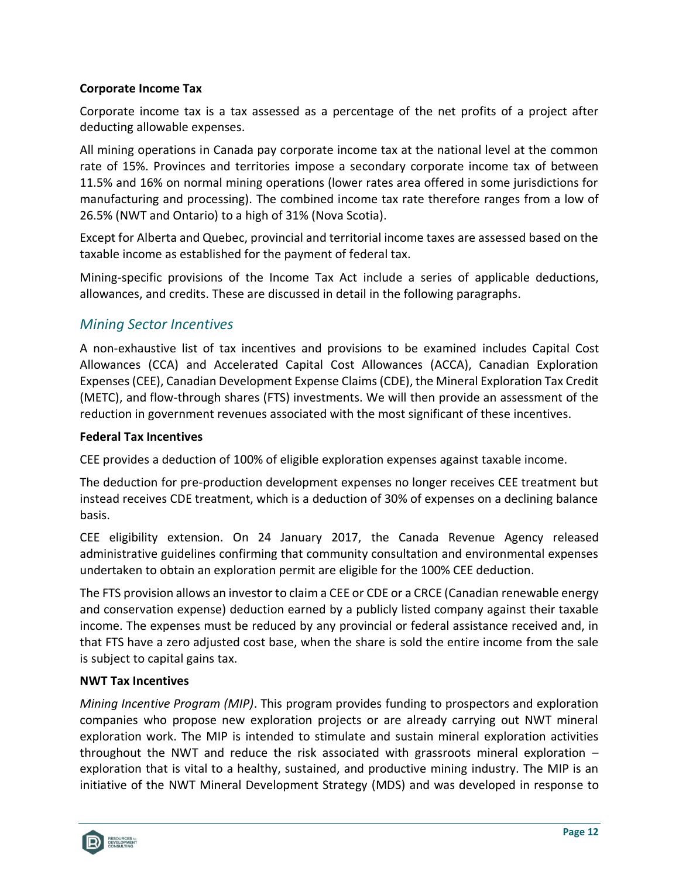**Corporate Income Tax**

Corporate income tax is a tax assessed as a percentage of the net profits of a project after deducting allowable expenses.

All mining operations in Canada pay corporate income tax at the national level at the common rate of 15%. Provinces and territories impose a secondary corporate income tax of between 11.5% and 16% on normal mining operations (lower rates area offered in some jurisdictions for manufacturing and processing). The combined income tax rate therefore ranges from a low of 26.5% (NWT and Ontario) to a high of 31% (Nova Scotia).

Except for Alberta and Quebec, provincial and territorial income taxes are assessed based on the taxable income as established for the payment of federal tax.

Mining-specific provisions of the Income Tax Act include a series of applicable deductions, allowances, and credits. These are discussed in detail in the following paragraphs.

## *Mining Sector Incentives*

A non-exhaustive list of tax incentives and provisions to be examined includes Capital Cost Allowances (CCA) and Accelerated Capital Cost Allowances (ACCA), Canadian Exploration Expenses (CEE), Canadian Development Expense Claims (CDE), the Mineral Exploration Tax Credit (METC), and flow-through shares (FTS) investments. We will then provide an assessment of the reduction in government revenues associated with the most significant of these incentives.

**Federal Tax Incentives**

CEE provides a deduction of 100% of eligible exploration expenses against taxable income.

The deduction for pre-production development expenses no longer receives CEE treatment but instead receives CDE treatment, which is a deduction of 30% of expenses on a declining balance basis.

CEE eligibility extension. On 24 January 2017, the Canada Revenue Agency released administrative guidelines confirming that community consultation and environmental expenses undertaken to obtain an exploration permit are eligible for the 100% CEE deduction.

The FTS provision allows an investor to claim a CEE or CDE or a CRCE (Canadian renewable energy and conservation expense) deduction earned by a publicly listed company against their taxable income. The expenses must be reduced by any provincial or federal assistance received and, in that FTS have a zero adjusted cost base, when the share is sold the entire income from the sale is subject to capital gains tax.

**NWT Tax Incentives**

*Mining Incentive Program (MIP)*. This program provides funding to prospectors and exploration companies who propose new exploration projects or are already carrying out NWT mineral exploration work. The MIP is intended to stimulate and sustain mineral exploration activities throughout the NWT and reduce the risk associated with grassroots mineral exploration – exploration that is vital to a healthy, sustained, and productive mining industry. The MIP is an initiative of the NWT Mineral Development Strategy (MDS) and was developed in response to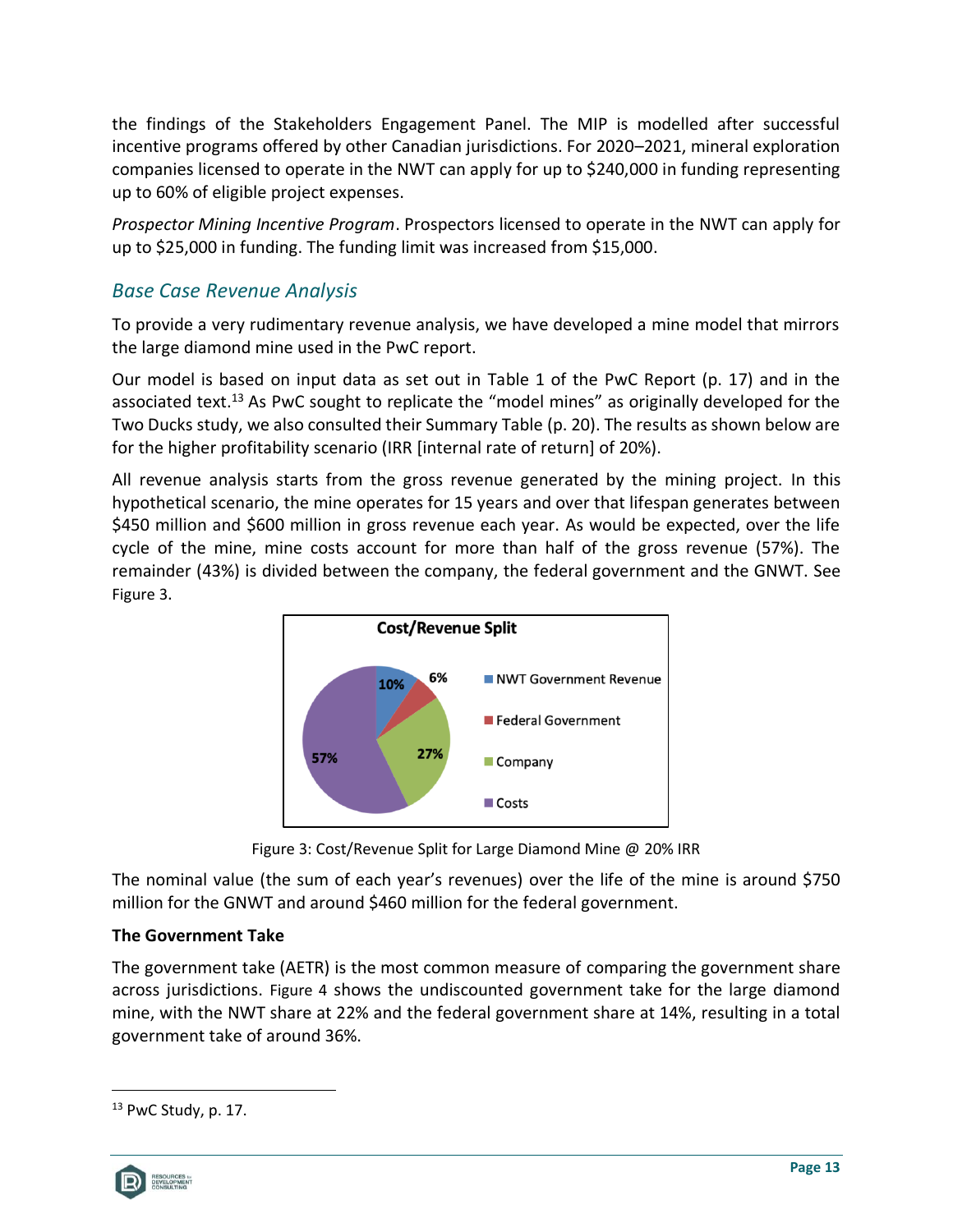the findings of the Stakeholders Engagement Panel. The MIP is modelled after successful incentive programs offered by other Canadian jurisdictions. For 2020–2021, mineral exploration companies licensed to operate in the NWT can apply for up to $240,000 in funding representing up to 60% of eligible project expenses.

*Prospector Mining Incentive Program*. Prospectors licensed to operate in the NWT can apply for up to $25,000 in funding. The funding limit was increased from $15,000.

## Base Case Revenue Analysis

To provide a very rudimentary revenue analysis, we have developed a mine model that mirrors the large diamond mine used in the PwC report.

Our model is based on input data as set out in Table 1 of the PwC Report (p. 17) and in the associated text.[13] As PwC sought to replicate the "model mines" as originally developed for the Two Ducks study, we also consulted their Summary Table (p. 20). The results as shown below are for the higher profitability scenario (IRR [internal rate of return] of 20%).

All revenue analysis starts from the gross revenue generated by the mining project. In this hypothetical scenario, the mine operates for 15 years and over that lifespan generates between $450 million and $600 million in gross revenue each year. As would be expected, over the life cycle of the mine, mine costs account for more than half of the gross revenue (57%). The remainder (43%) is divided between the company, the federal government and the GNWT. See Figure 3.

**Cost/Revenue Split**

| Category | Share |
| --- | --- |
| NWT Government Revenue | 10% |
| Federal Government | 6% |
| Company | 27% |
| Costs | 57% |

Figure 3: Cost/Revenue Split for Large Diamond Mine @ 20% IRR

The nominal value (the sum of each year's revenues) over the life of the mine is around $750 million for the GNWT and around $460 million for the federal government.

**The Government Take**

The government take (AETR) is the most common measure of comparing the government share across jurisdictions. Figure 4 shows the undiscounted government take for the large diamond mine, with the NWT share at 22% and the federal government share at 14%, resulting in a total government take of around 36%.

---

[13] PwC Study, p. 17.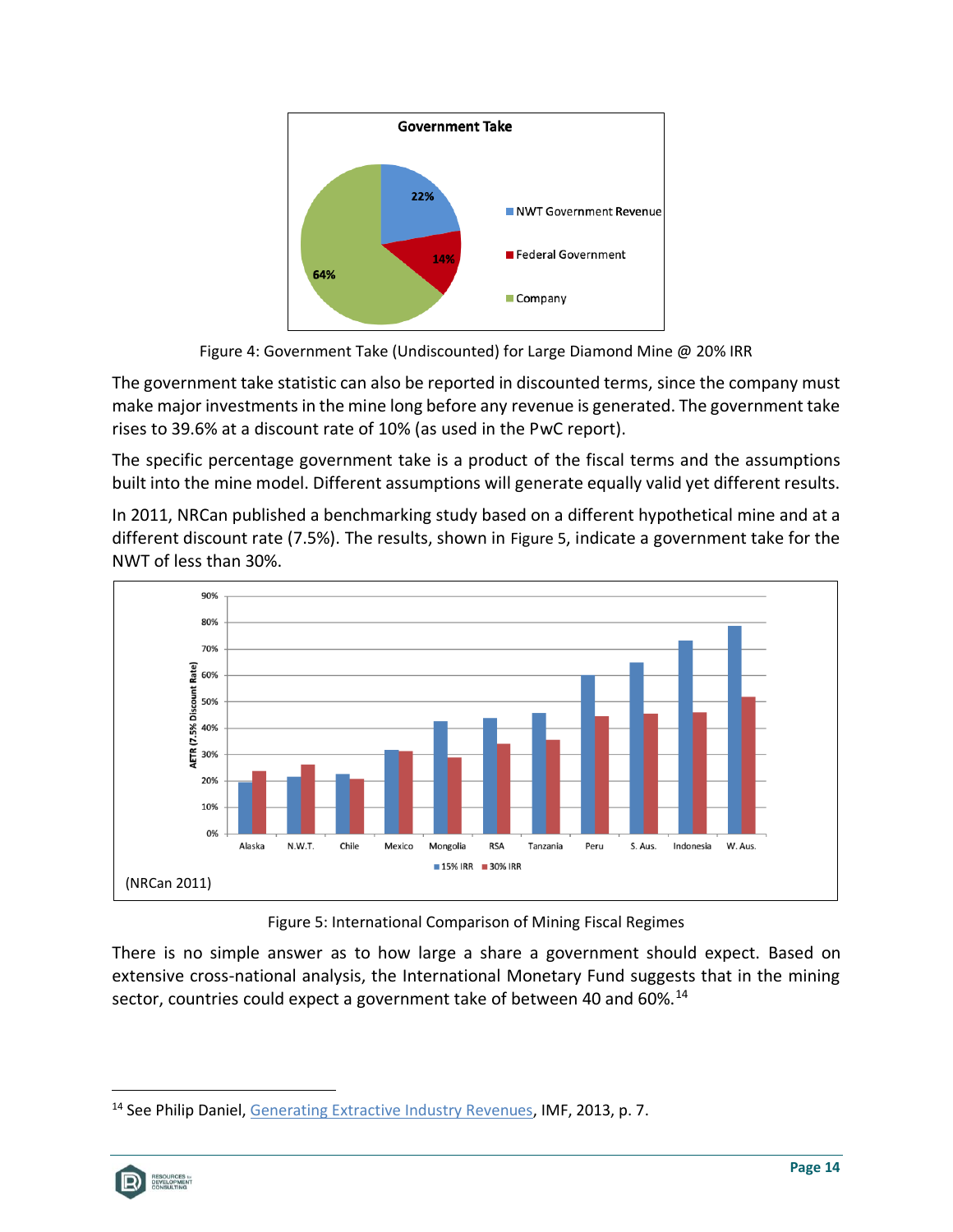Figure 4: Government Take (Undiscounted) for Large Diamond Mine @ 20% IRR

The government take statistic can also be reported in discounted terms, since the company must make major investments in the mine long before any revenue is generated. The government take rises to 39.6% at a discount rate of 10% (as used in the PwC report).

The specific percentage government take is a product of the fiscal terms and the assumptions built into the mine model. Different assumptions will generate equally valid yet different results.

In 2011, NRCan published a benchmarking study based on a different hypothetical mine and at a different discount rate (7.5%). The results, shown in Figure 5, indicate a government take for the NWT of less than 30%.

Figure 5: International Comparison of Mining Fiscal Regimes

There is no simple answer as to how large a share a government should expect. Based on extensive cross-national analysis, the International Monetary Fund suggests that in the mining sector, countries could expect a government take of between 40 and 60%.[14]

[14] See Philip Daniel, Generating Extractive Industry Revenues, IMF, 2013, p. 7.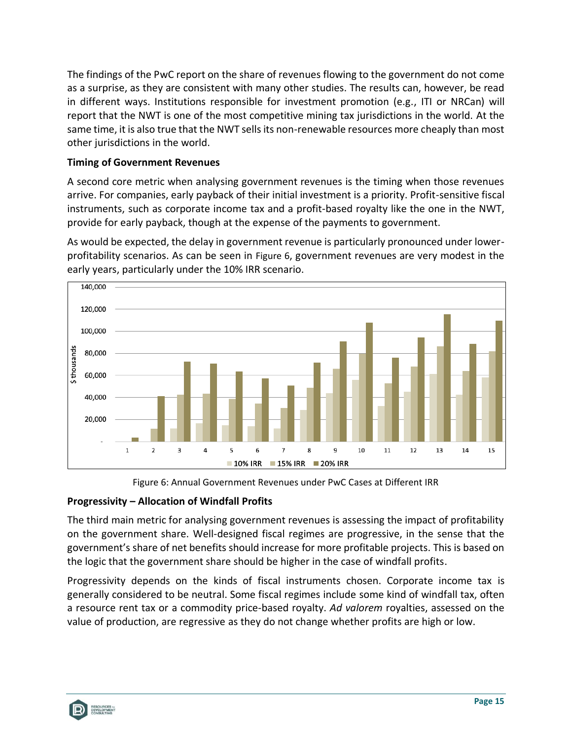The findings of the PwC report on the share of revenues flowing to the government do not come as a surprise, as they are consistent with many other studies. The results can, however, be read in different ways. Institutions responsible for investment promotion (e.g., ITI or NRCan) will report that the NWT is one of the most competitive mining tax jurisdictions in the world. At the same time, it is also true that the NWT sells its non-renewable resources more cheaply than most other jurisdictions in the world.

**Timing of Government Revenues**

A second core metric when analysing government revenues is the timing when those revenues arrive. For companies, early payback of their initial investment is a priority. Profit-sensitive fiscal instruments, such as corporate income tax and a profit-based royalty like the one in the NWT, provide for early payback, though at the expense of the payments to government.

As would be expected, the delay in government revenue is particularly pronounced under lower-profitability scenarios. As can be seen in Figure 6, government revenues are very modest in the early years, particularly under the 10% IRR scenario.

Figure 6: Annual Government Revenues under PwC Cases at Different IRR

**Progressivity – Allocation of Windfall Profits**

The third main metric for analysing government revenues is assessing the impact of profitability on the government share. Well-designed fiscal regimes are progressive, in the sense that the government's share of net benefits should increase for more profitable projects. This is based on the logic that the government share should be higher in the case of windfall profits.

Progressivity depends on the kinds of fiscal instruments chosen. Corporate income tax is generally considered to be neutral. Some fiscal regimes include some kind of windfall tax, often a resource rent tax or a commodity price-based royalty. *Ad valorem* royalties, assessed on the value of production, are regressive as they do not change whether profits are high or low.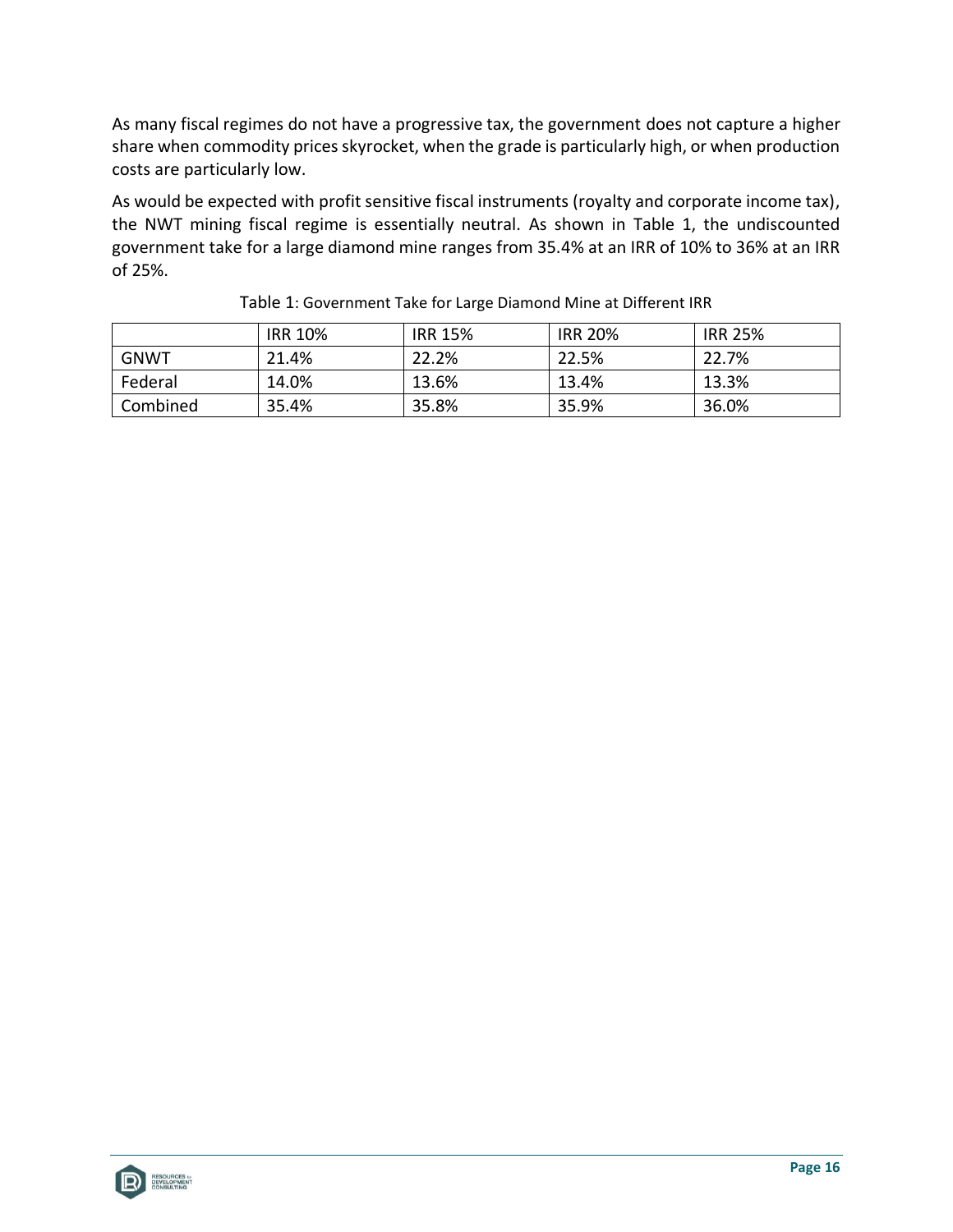As many fiscal regimes do not have a progressive tax, the government does not capture a higher share when commodity prices skyrocket, when the grade is particularly high, or when production costs are particularly low.

As would be expected with profit sensitive fiscal instruments (royalty and corporate income tax), the NWT mining fiscal regime is essentially neutral. As shown in Table 1, the undiscounted government take for a large diamond mine ranges from 35.4% at an IRR of 10% to 36% at an IRR of 25%.

Table 1: Government Take for Large Diamond Mine at Different IRR

| | IRR 10% | IRR 15% | IRR 20% | IRR 25% |
|---|---|---|---|---|
| GNWT | 21.4% | 22.2% | 22.5% | 22.7% |
| Federal | 14.0% | 13.6% | 13.4% | 13.3% |
| Combined | 35.4% | 35.8% | 35.9% | 36.0% |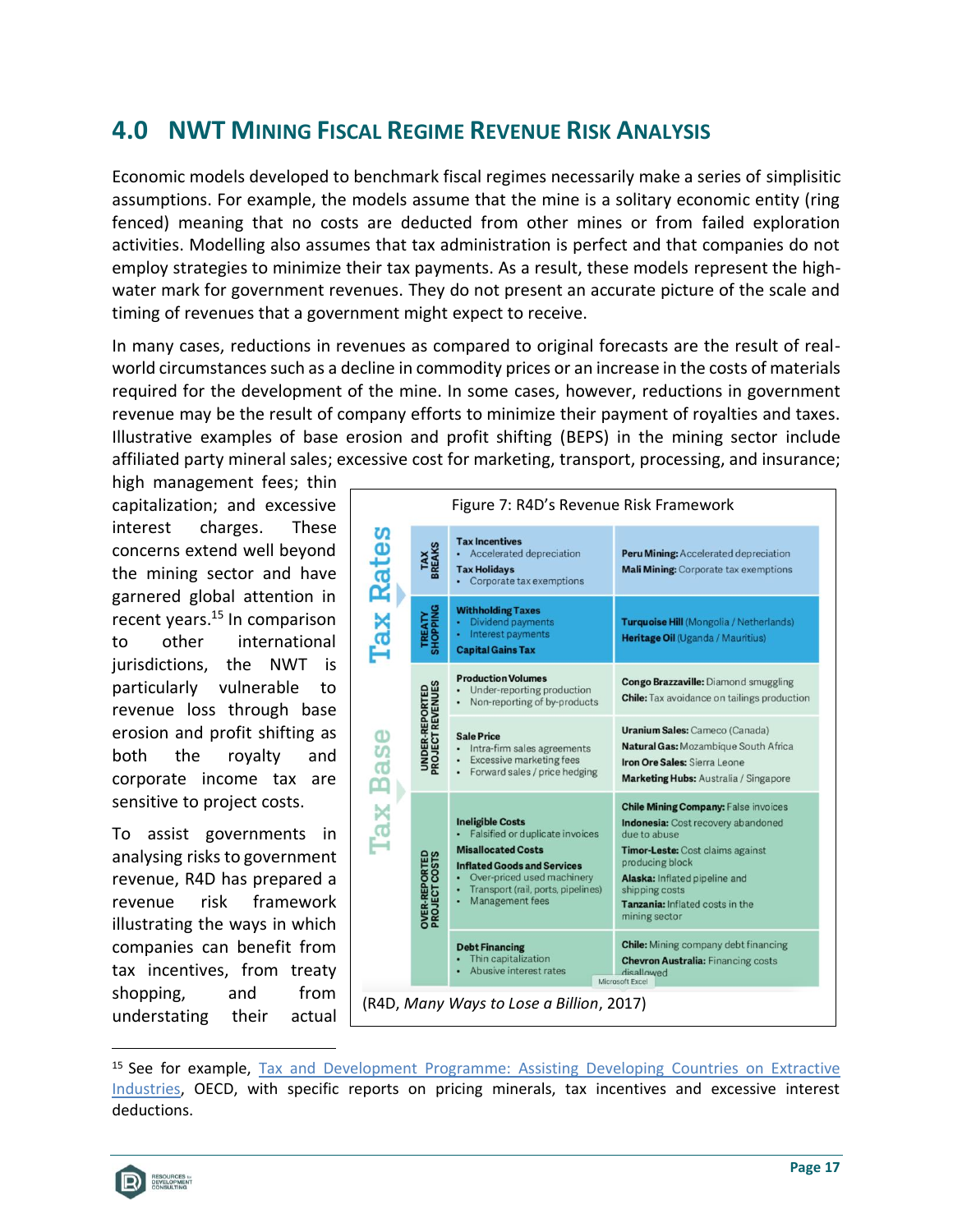# 4.0 NWT Mining Fiscal Regime Revenue Risk Analysis

Economic models developed to benchmark fiscal regimes necessarily make a series of simplisitic assumptions. For example, the models assume that the mine is a solitary economic entity (ring fenced) meaning that no costs are deducted from other mines or from failed exploration activities. Modelling also assumes that tax administration is perfect and that companies do not employ strategies to minimize their tax payments. As a result, these models represent the high-water mark for government revenues. They do not present an accurate picture of the scale and timing of revenues that a government might expect to receive.

In many cases, reductions in revenues as compared to original forecasts are the result of real-world circumstances such as a decline in commodity prices or an increase in the costs of materials required for the development of the mine. In some cases, however, reductions in government revenue may be the result of company efforts to minimize their payment of royalties and taxes. Illustrative examples of base erosion and profit shifting (BEPS) in the mining sector include affiliated party mineral sales; excessive cost for marketing, transport, processing, and insurance; high management fees; thin capitalization; and excessive interest charges. These concerns extend well beyond the mining sector and have garnered global attention in recent years.[15] In comparison to other international jurisdictions, the NWT is particularly vulnerable to revenue loss through base erosion and profit shifting as both the royalty and corporate income tax are sensitive to project costs.

To assist governments in analysing risks to government revenue, R4D has prepared a revenue risk framework illustrating the ways in which companies can benefit from tax incentives, from treaty shopping, and from understating their actual

Figure 7: R4D's Revenue Risk Framework

| | | Risk | Examples |
|---|---|---|---|
| Tax Rates | TAX BREAKS | **Tax Incentives**<br>• Accelerated depreciation<br>**Tax Holidays**<br>• Corporate tax exemptions | **Peru Mining:** Accelerated depreciation<br>**Mali Mining:** Corporate tax exemptions |
| | TREATY SHOPPING | **Withholding Taxes**<br>• Dividend payments<br>• Interest payments<br>**Capital Gains Tax** | **Turquoise Hill** (Mongolia / Netherlands)<br>**Heritage Oil** (Uganda / Mauritius) |
| Tax Base | UNDER-REPORTED PROJECT REVENUES | **Production Volumes**<br>• Under-reporting production<br>• Non-reporting of by-products | **Congo Brazzaville:** Diamond smuggling<br>**Chile:** Tax avoidance on tailings production |
| | | **Sale Price**<br>• Intra-firm sales agreements<br>• Excessive marketing fees<br>• Forward sales / price hedging | **Uranium Sales:** Cameco (Canada)<br>**Natural Gas:** Mozambique South Africa<br>**Iron Ore Sales:** Sierra Leone<br>**Marketing Hubs:** Australia / Singapore |
| | OVER-REPORTED PROJECT COSTS | **Ineligible Costs**<br>• Falsified or duplicate invoices<br>**Misallocated Costs**<br>**Inflated Goods and Services**<br>• Over-priced used machinery<br>• Transport (rail, ports, pipelines)<br>• Management fees | **Chile Mining Company:** False invoices<br>**Indonesia:** Cost recovery abandoned due to abuse<br>**Timor-Leste:** Cost claims against producing block<br>**Alaska:** Inflated pipeline and shipping costs<br>**Tanzania:** Inflated costs in the mining sector |
| | | **Debt Financing**<br>• Thin capitalization<br>• Abusive interest rates | **Chile:** Mining company debt financing<br>**Chevron Australia:** Financing costs disallowed |

(R4D, *Many Ways to Lose a Billion*, 2017)

[15] See for example, Tax and Development Programme: Assisting Developing Countries on Extractive Industries, OECD, with specific reports on pricing minerals, tax incentives and excessive interest deductions.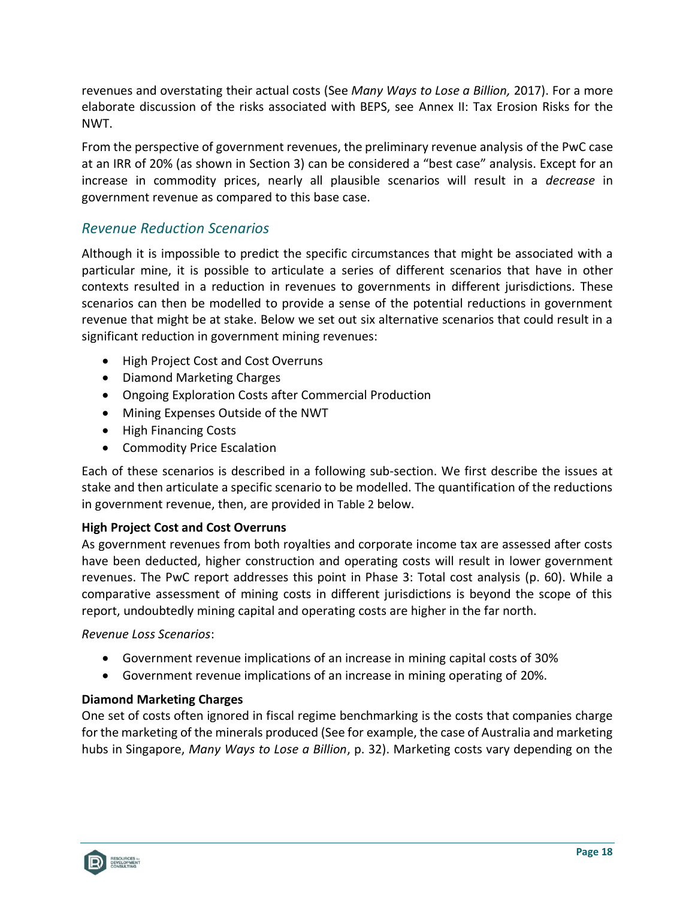revenues and overstating their actual costs (See *Many Ways to Lose a Billion,* 2017). For a more elaborate discussion of the risks associated with BEPS, see Annex II: Tax Erosion Risks for the NWT.

From the perspective of government revenues, the preliminary revenue analysis of the PwC case at an IRR of 20% (as shown in Section 3) can be considered a "best case" analysis. Except for an increase in commodity prices, nearly all plausible scenarios will result in a *decrease* in government revenue as compared to this base case.

## *Revenue Reduction Scenarios*

Although it is impossible to predict the specific circumstances that might be associated with a particular mine, it is possible to articulate a series of different scenarios that have in other contexts resulted in a reduction in revenues to governments in different jurisdictions. These scenarios can then be modelled to provide a sense of the potential reductions in government revenue that might be at stake. Below we set out six alternative scenarios that could result in a significant reduction in government mining revenues:

- High Project Cost and Cost Overruns
- Diamond Marketing Charges
- Ongoing Exploration Costs after Commercial Production
- Mining Expenses Outside of the NWT
- High Financing Costs
- Commodity Price Escalation

Each of these scenarios is described in a following sub-section. We first describe the issues at stake and then articulate a specific scenario to be modelled. The quantification of the reductions in government revenue, then, are provided in Table 2 below.

**High Project Cost and Cost Overruns**

As government revenues from both royalties and corporate income tax are assessed after costs have been deducted, higher construction and operating costs will result in lower government revenues. The PwC report addresses this point in Phase 3: Total cost analysis (p. 60). While a comparative assessment of mining costs in different jurisdictions is beyond the scope of this report, undoubtedly mining capital and operating costs are higher in the far north.

*Revenue Loss Scenarios*:

- Government revenue implications of an increase in mining capital costs of 30%
- Government revenue implications of an increase in mining operating of 20%.

**Diamond Marketing Charges**

One set of costs often ignored in fiscal regime benchmarking is the costs that companies charge for the marketing of the minerals produced (See for example, the case of Australia and marketing hubs in Singapore, *Many Ways to Lose a Billion*, p. 32). Marketing costs vary depending on the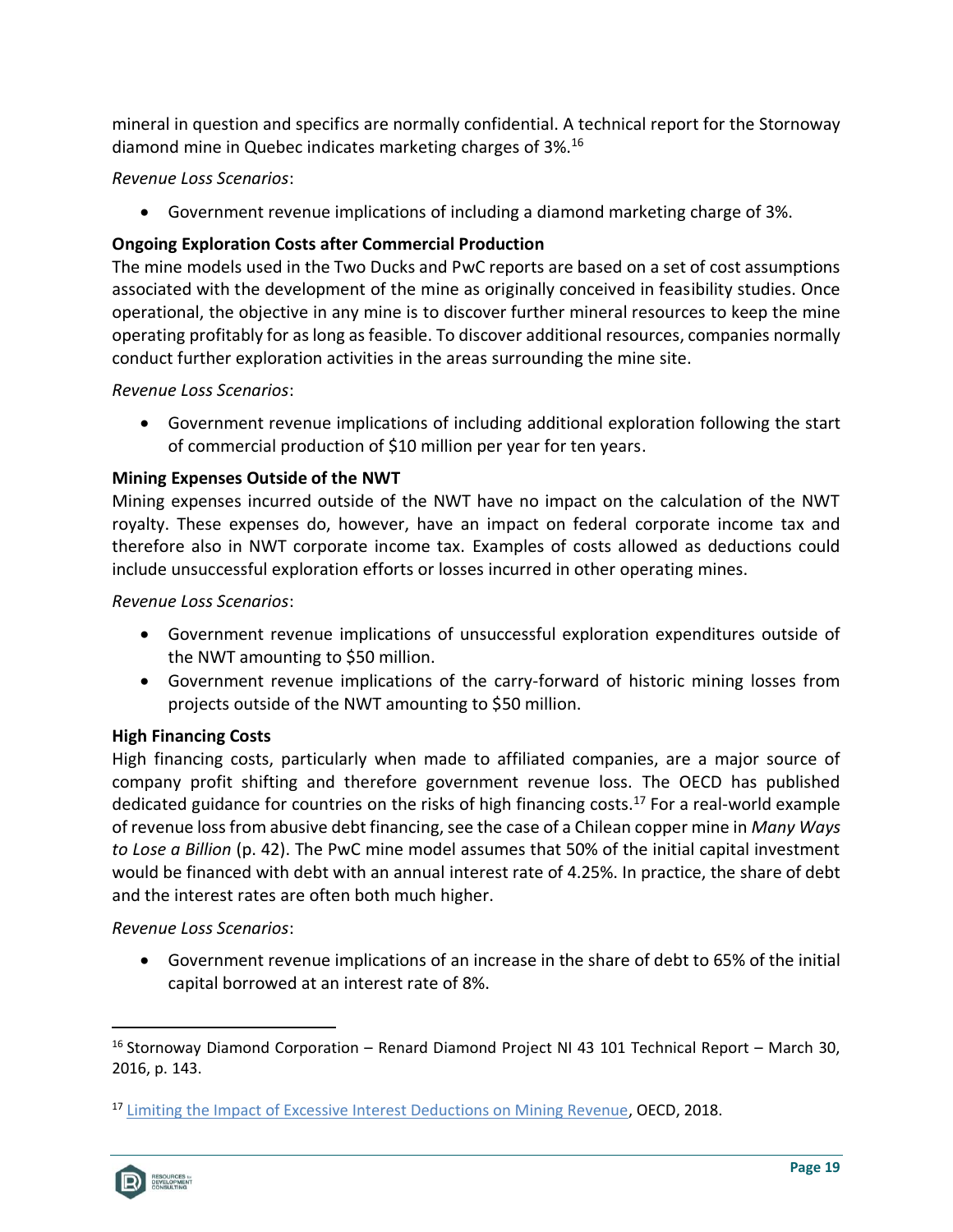mineral in question and specifics are normally confidential. A technical report for the Stornoway diamond mine in Quebec indicates marketing charges of 3%.[16]

*Revenue Loss Scenarios*:

- Government revenue implications of including a diamond marketing charge of 3%.

**Ongoing Exploration Costs after Commercial Production**

The mine models used in the Two Ducks and PwC reports are based on a set of cost assumptions associated with the development of the mine as originally conceived in feasibility studies. Once operational, the objective in any mine is to discover further mineral resources to keep the mine operating profitably for as long as feasible. To discover additional resources, companies normally conduct further exploration activities in the areas surrounding the mine site.

*Revenue Loss Scenarios*:

- Government revenue implications of including additional exploration following the start of commercial production of $10 million per year for ten years.

**Mining Expenses Outside of the NWT**

Mining expenses incurred outside of the NWT have no impact on the calculation of the NWT royalty. These expenses do, however, have an impact on federal corporate income tax and therefore also in NWT corporate income tax. Examples of costs allowed as deductions could include unsuccessful exploration efforts or losses incurred in other operating mines.

*Revenue Loss Scenarios*:

- Government revenue implications of unsuccessful exploration expenditures outside of the NWT amounting to $50 million.
- Government revenue implications of the carry-forward of historic mining losses from projects outside of the NWT amounting to $50 million.

**High Financing Costs**

High financing costs, particularly when made to affiliated companies, are a major source of company profit shifting and therefore government revenue loss. The OECD has published dedicated guidance for countries on the risks of high financing costs.[17] For a real-world example of revenue loss from abusive debt financing, see the case of a Chilean copper mine in *Many Ways to Lose a Billion* (p. 42). The PwC mine model assumes that 50% of the initial capital investment would be financed with debt with an annual interest rate of 4.25%. In practice, the share of debt and the interest rates are often both much higher.

*Revenue Loss Scenarios*:

- Government revenue implications of an increase in the share of debt to 65% of the initial capital borrowed at an interest rate of 8%.

---

[16] Stornoway Diamond Corporation – Renard Diamond Project NI 43 101 Technical Report – March 30, 2016, p. 143.

[17] Limiting the Impact of Excessive Interest Deductions on Mining Revenue, OECD, 2018.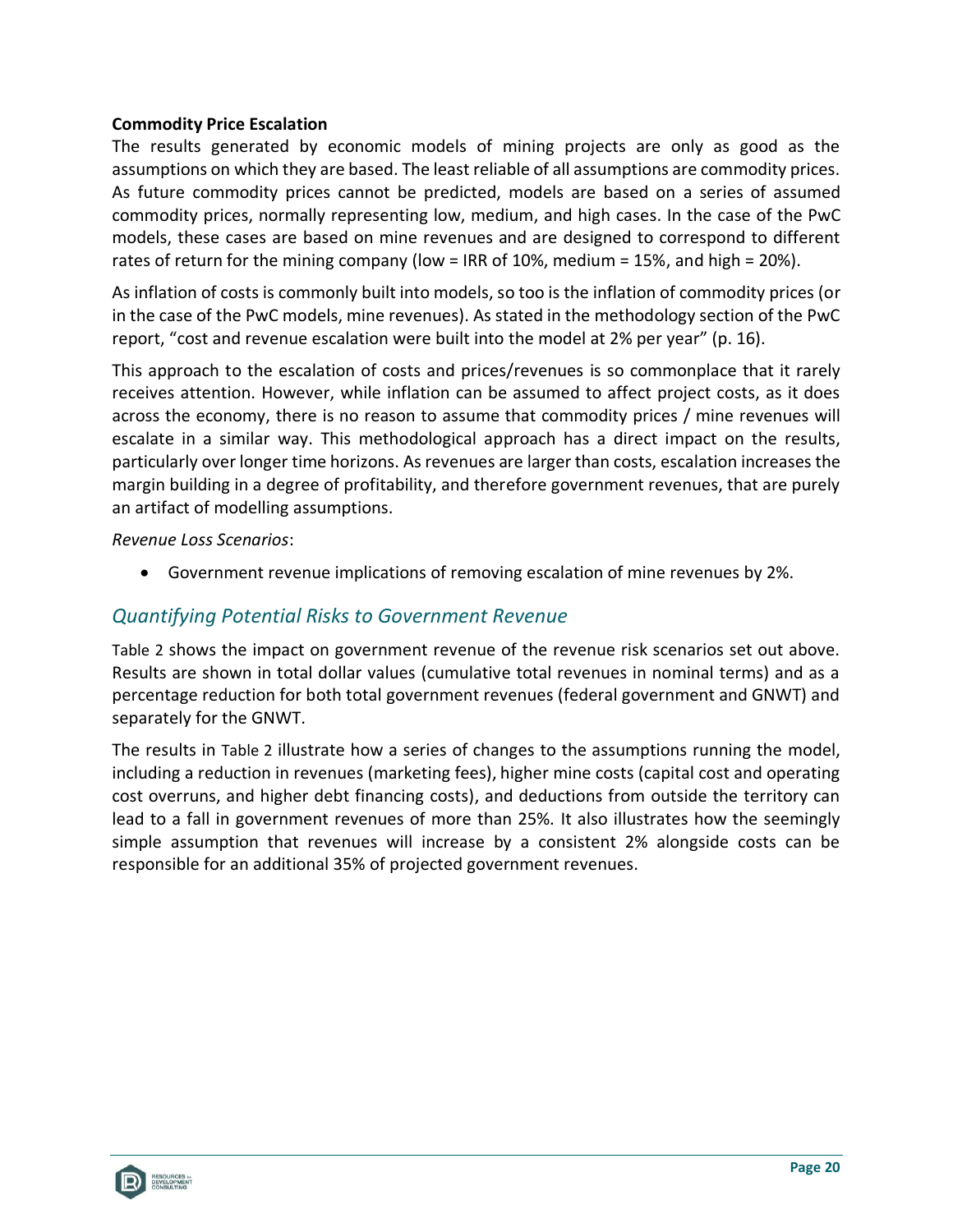**Commodity Price Escalation**

The results generated by economic models of mining projects are only as good as the assumptions on which they are based. The least reliable of all assumptions are commodity prices. As future commodity prices cannot be predicted, models are based on a series of assumed commodity prices, normally representing low, medium, and high cases. In the case of the PwC models, these cases are based on mine revenues and are designed to correspond to different rates of return for the mining company (low = IRR of 10%, medium = 15%, and high = 20%).

As inflation of costs is commonly built into models, so too is the inflation of commodity prices (or in the case of the PwC models, mine revenues). As stated in the methodology section of the PwC report, "cost and revenue escalation were built into the model at 2% per year" (p. 16).

This approach to the escalation of costs and prices/revenues is so commonplace that it rarely receives attention. However, while inflation can be assumed to affect project costs, as it does across the economy, there is no reason to assume that commodity prices / mine revenues will escalate in a similar way. This methodological approach has a direct impact on the results, particularly over longer time horizons. As revenues are larger than costs, escalation increases the margin building in a degree of profitability, and therefore government revenues, that are purely an artifact of modelling assumptions.

*Revenue Loss Scenarios*:

- Government revenue implications of removing escalation of mine revenues by 2%.

## *Quantifying Potential Risks to Government Revenue*

Table 2 shows the impact on government revenue of the revenue risk scenarios set out above. Results are shown in total dollar values (cumulative total revenues in nominal terms) and as a percentage reduction for both total government revenues (federal government and GNWT) and separately for the GNWT.

The results in Table 2 illustrate how a series of changes to the assumptions running the model, including a reduction in revenues (marketing fees), higher mine costs (capital cost and operating cost overruns, and higher debt financing costs), and deductions from outside the territory can lead to a fall in government revenues of more than 25%. It also illustrates how the seemingly simple assumption that revenues will increase by a consistent 2% alongside costs can be responsible for an additional 35% of projected government revenues.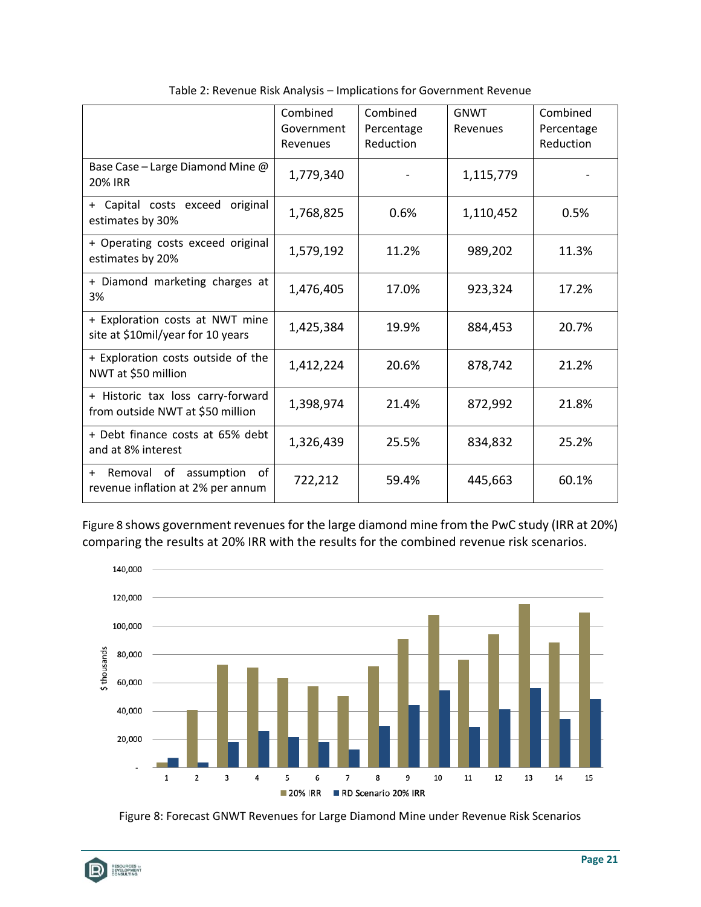Table 2: Revenue Risk Analysis – Implications for Government Revenue

| | Combined Government Revenues | Combined Percentage Reduction | GNWT Revenues | Combined Percentage Reduction |
|---|---|---|---|---|
| Base Case – Large Diamond Mine @ 20% IRR | 1,779,340 | - | 1,115,779 | - |
| + Capital costs exceed original estimates by 30% | 1,768,825 | 0.6% | 1,110,452 | 0.5% |
| + Operating costs exceed original estimates by 20% | 1,579,192 | 11.2% | 989,202 | 11.3% |
| + Diamond marketing charges at 3% | 1,476,405 | 17.0% | 923,324 | 17.2% |
| + Exploration costs at NWT mine site at $10mil/year for 10 years | 1,425,384 | 19.9% | 884,453 | 20.7% |
| + Exploration costs outside of the NWT at $50 million | 1,412,224 | 20.6% | 878,742 | 21.2% |
| + Historic tax loss carry-forward from outside NWT at $50 million | 1,398,974 | 21.4% | 872,992 | 21.8% |
| + Debt finance costs at 65% debt and at 8% interest | 1,326,439 | 25.5% | 834,832 | 25.2% |
| + Removal of assumption of revenue inflation at 2% per annum | 722,212 | 59.4% | 445,663 | 60.1% |

Figure 8 shows government revenues for the large diamond mine from the PwC study (IRR at 20%) comparing the results at 20% IRR with the results for the combined revenue risk scenarios.

Figure 8: Forecast GNWT Revenues for Large Diamond Mine under Revenue Risk Scenarios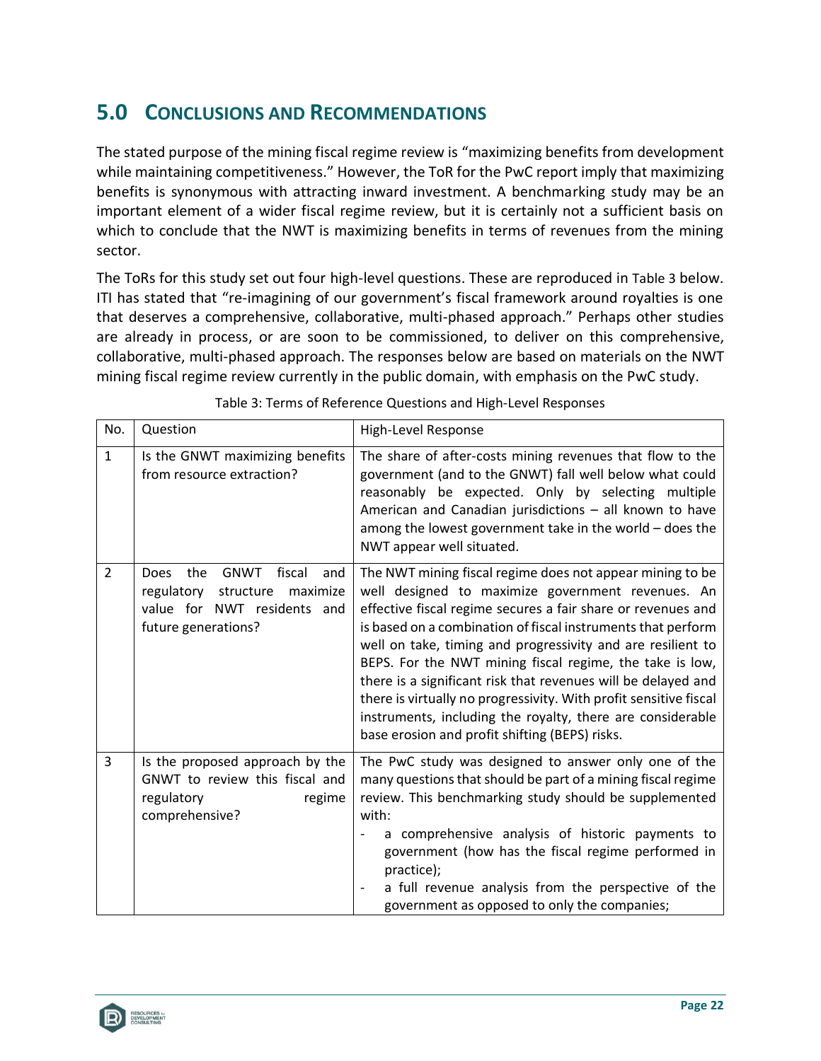# 5.0 Conclusions and Recommendations

The stated purpose of the mining fiscal regime review is "maximizing benefits from development while maintaining competitiveness." However, the ToR for the PwC report imply that maximizing benefits is synonymous with attracting inward investment. A benchmarking study may be an important element of a wider fiscal regime review, but it is certainly not a sufficient basis on which to conclude that the NWT is maximizing benefits in terms of revenues from the mining sector.

The ToRs for this study set out four high-level questions. These are reproduced in Table 3 below. ITI has stated that "re-imagining of our government's fiscal framework around royalties is one that deserves a comprehensive, collaborative, multi-phased approach." Perhaps other studies are already in process, or are soon to be commissioned, to deliver on this comprehensive, collaborative, multi-phased approach. The responses below are based on materials on the NWT mining fiscal regime review currently in the public domain, with emphasis on the PwC study.

Table 3: Terms of Reference Questions and High-Level Responses

| No. | Question | High-Level Response |
| --- | --- | --- |
| 1 | Is the GNWT maximizing benefits from resource extraction? | The share of after-costs mining revenues that flow to the government (and to the GNWT) fall well below what could reasonably be expected. Only by selecting multiple American and Canadian jurisdictions – all known to have among the lowest government take in the world – does the NWT appear well situated. |
| 2 | Does the GNWT fiscal and regulatory structure maximize value for NWT residents and future generations? | The NWT mining fiscal regime does not appear mining to be well designed to maximize government revenues. An effective fiscal regime secures a fair share or revenues and is based on a combination of fiscal instruments that perform well on take, timing and progressivity and are resilient to BEPS. For the NWT mining fiscal regime, the take is low, there is a significant risk that revenues will be delayed and there is virtually no progressivity. With profit sensitive fiscal instruments, including the royalty, there are considerable base erosion and profit shifting (BEPS) risks. |
| 3 | Is the proposed approach by the GNWT to review this fiscal and regulatory regime comprehensive? | The PwC study was designed to answer only one of the many questions that should be part of a mining fiscal regime review. This benchmarking study should be supplemented with:<br>- a comprehensive analysis of historic payments to government (how has the fiscal regime performed in practice);<br>- a full revenue analysis from the perspective of the government as opposed to only the companies; |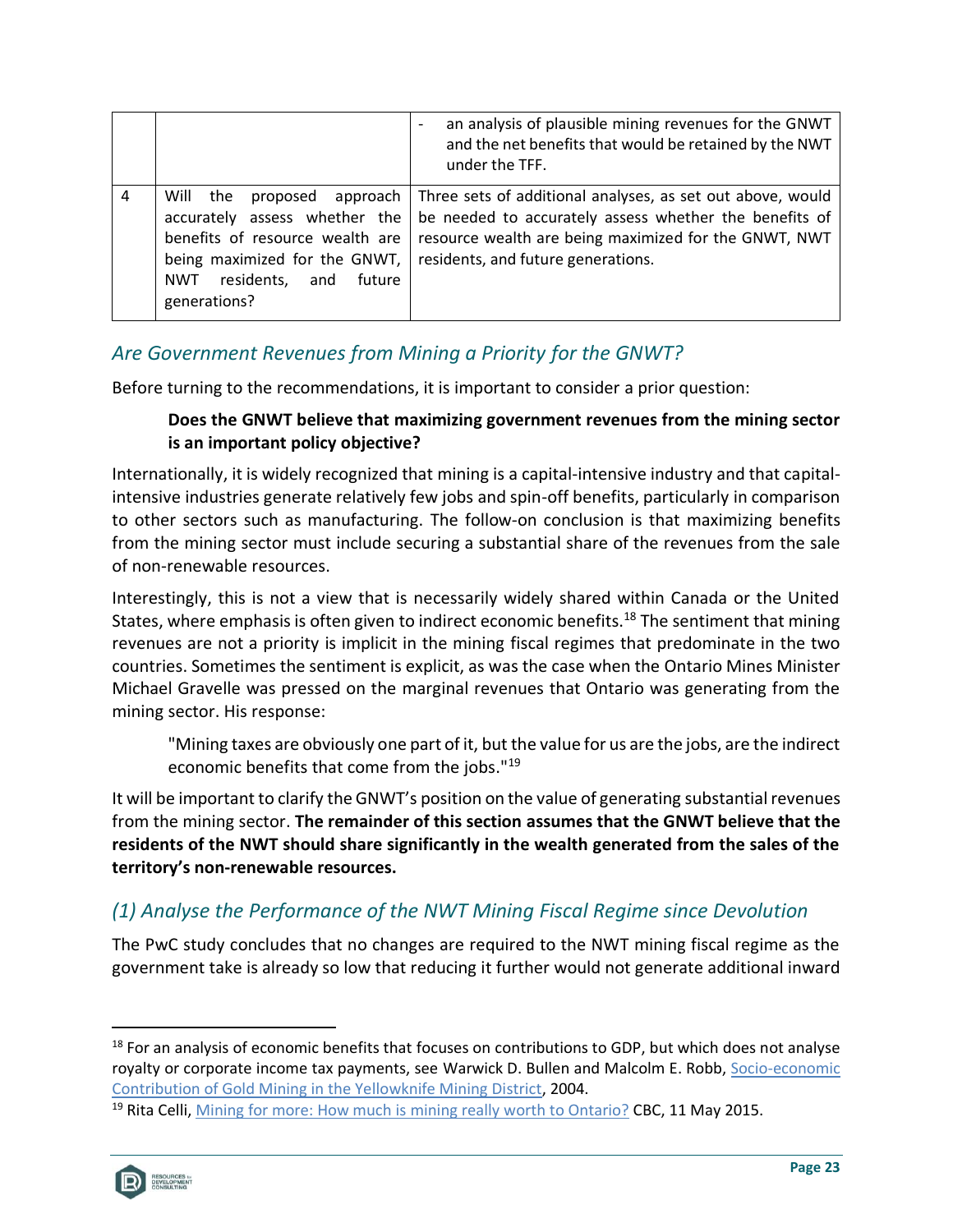| | | - an analysis of plausible mining revenues for the GNWT and the net benefits that would be retained by the NWT under the TFF. |
|---|---|---|
| 4 | Will the proposed approach accurately assess whether the benefits of resource wealth are being maximized for the GNWT, NWT residents, and future generations? | Three sets of additional analyses, as set out above, would be needed to accurately assess whether the benefits of resource wealth are being maximized for the GNWT, NWT residents, and future generations. |

## *Are Government Revenues from Mining a Priority for the GNWT?*

Before turning to the recommendations, it is important to consider a prior question:

> **Does the GNWT believe that maximizing government revenues from the mining sector is an important policy objective?**

Internationally, it is widely recognized that mining is a capital-intensive industry and that capital-intensive industries generate relatively few jobs and spin-off benefits, particularly in comparison to other sectors such as manufacturing. The follow-on conclusion is that maximizing benefits from the mining sector must include securing a substantial share of the revenues from the sale of non-renewable resources.

Interestingly, this is not a view that is necessarily widely shared within Canada or the United States, where emphasis is often given to indirect economic benefits.[18] The sentiment that mining revenues are not a priority is implicit in the mining fiscal regimes that predominate in the two countries. Sometimes the sentiment is explicit, as was the case when the Ontario Mines Minister Michael Gravelle was pressed on the marginal revenues that Ontario was generating from the mining sector. His response:

> "Mining taxes are obviously one part of it, but the value for us are the jobs, are the indirect economic benefits that come from the jobs."[19]

It will be important to clarify the GNWT's position on the value of generating substantial revenues from the mining sector. **The remainder of this section assumes that the GNWT believe that the residents of the NWT should share significantly in the wealth generated from the sales of the territory's non-renewable resources.**

## *(1) Analyse the Performance of the NWT Mining Fiscal Regime since Devolution*

The PwC study concludes that no changes are required to the NWT mining fiscal regime as the government take is already so low that reducing it further would not generate additional inward

---

[18] For an analysis of economic benefits that focuses on contributions to GDP, but which does not analyse royalty or corporate income tax payments, see Warwick D. Bullen and Malcolm E. Robb, Socio-economic Contribution of Gold Mining in the Yellowknife Mining District, 2004.

[19] Rita Celli, Mining for more: How much is mining really worth to Ontario? CBC, 11 May 2015.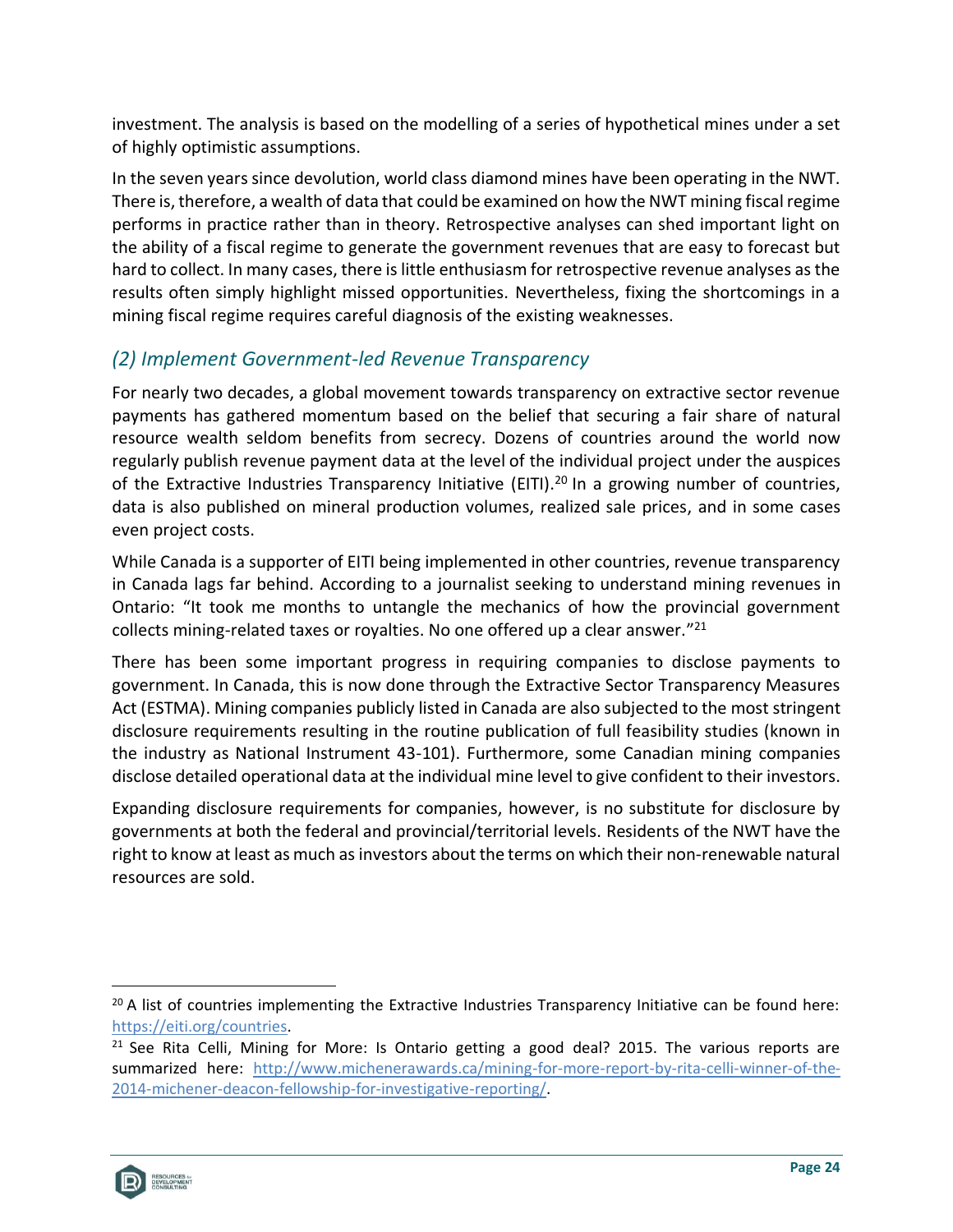investment. The analysis is based on the modelling of a series of hypothetical mines under a set of highly optimistic assumptions.

In the seven years since devolution, world class diamond mines have been operating in the NWT. There is, therefore, a wealth of data that could be examined on how the NWT mining fiscal regime performs in practice rather than in theory. Retrospective analyses can shed important light on the ability of a fiscal regime to generate the government revenues that are easy to forecast but hard to collect. In many cases, there is little enthusiasm for retrospective revenue analyses as the results often simply highlight missed opportunities. Nevertheless, fixing the shortcomings in a mining fiscal regime requires careful diagnosis of the existing weaknesses.

### *(2) Implement Government-led Revenue Transparency*

For nearly two decades, a global movement towards transparency on extractive sector revenue payments has gathered momentum based on the belief that securing a fair share of natural resource wealth seldom benefits from secrecy. Dozens of countries around the world now regularly publish revenue payment data at the level of the individual project under the auspices of the Extractive Industries Transparency Initiative (EITI).[20] In a growing number of countries, data is also published on mineral production volumes, realized sale prices, and in some cases even project costs.

While Canada is a supporter of EITI being implemented in other countries, revenue transparency in Canada lags far behind. According to a journalist seeking to understand mining revenues in Ontario: "It took me months to untangle the mechanics of how the provincial government collects mining-related taxes or royalties. No one offered up a clear answer."[21]

There has been some important progress in requiring companies to disclose payments to government. In Canada, this is now done through the Extractive Sector Transparency Measures Act (ESTMA). Mining companies publicly listed in Canada are also subjected to the most stringent disclosure requirements resulting in the routine publication of full feasibility studies (known in the industry as National Instrument 43-101). Furthermore, some Canadian mining companies disclose detailed operational data at the individual mine level to give confident to their investors.

Expanding disclosure requirements for companies, however, is no substitute for disclosure by governments at both the federal and provincial/territorial levels. Residents of the NWT have the right to know at least as much as investors about the terms on which their non-renewable natural resources are sold.

---

[20] A list of countries implementing the Extractive Industries Transparency Initiative can be found here: https://eiti.org/countries.

[21] See Rita Celli, Mining for More: Is Ontario getting a good deal? 2015. The various reports are summarized here: http://www.michenerawards.ca/mining-for-more-report-by-rita-celli-winner-of-the-2014-michener-deacon-fellowship-for-investigative-reporting/.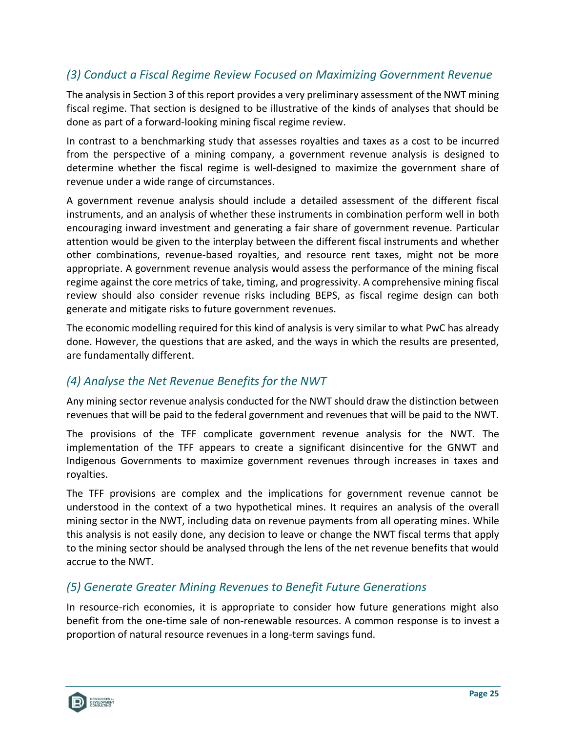### *(3) Conduct a Fiscal Regime Review Focused on Maximizing Government Revenue*

The analysis in Section 3 of this report provides a very preliminary assessment of the NWT mining fiscal regime. That section is designed to be illustrative of the kinds of analyses that should be done as part of a forward-looking mining fiscal regime review.

In contrast to a benchmarking study that assesses royalties and taxes as a cost to be incurred from the perspective of a mining company, a government revenue analysis is designed to determine whether the fiscal regime is well-designed to maximize the government share of revenue under a wide range of circumstances.

A government revenue analysis should include a detailed assessment of the different fiscal instruments, and an analysis of whether these instruments in combination perform well in both encouraging inward investment and generating a fair share of government revenue. Particular attention would be given to the interplay between the different fiscal instruments and whether other combinations, revenue-based royalties, and resource rent taxes, might not be more appropriate. A government revenue analysis would assess the performance of the mining fiscal regime against the core metrics of take, timing, and progressivity. A comprehensive mining fiscal review should also consider revenue risks including BEPS, as fiscal regime design can both generate and mitigate risks to future government revenues.

The economic modelling required for this kind of analysis is very similar to what PwC has already done. However, the questions that are asked, and the ways in which the results are presented, are fundamentally different.

### *(4) Analyse the Net Revenue Benefits for the NWT*

Any mining sector revenue analysis conducted for the NWT should draw the distinction between revenues that will be paid to the federal government and revenues that will be paid to the NWT.

The provisions of the TFF complicate government revenue analysis for the NWT. The implementation of the TFF appears to create a significant disincentive for the GNWT and Indigenous Governments to maximize government revenues through increases in taxes and royalties.

The TFF provisions are complex and the implications for government revenue cannot be understood in the context of a two hypothetical mines. It requires an analysis of the overall mining sector in the NWT, including data on revenue payments from all operating mines. While this analysis is not easily done, any decision to leave or change the NWT fiscal terms that apply to the mining sector should be analysed through the lens of the net revenue benefits that would accrue to the NWT.

### *(5) Generate Greater Mining Revenues to Benefit Future Generations*

In resource-rich economies, it is appropriate to consider how future generations might also benefit from the one-time sale of non-renewable resources. A common response is to invest a proportion of natural resource revenues in a long-term savings fund.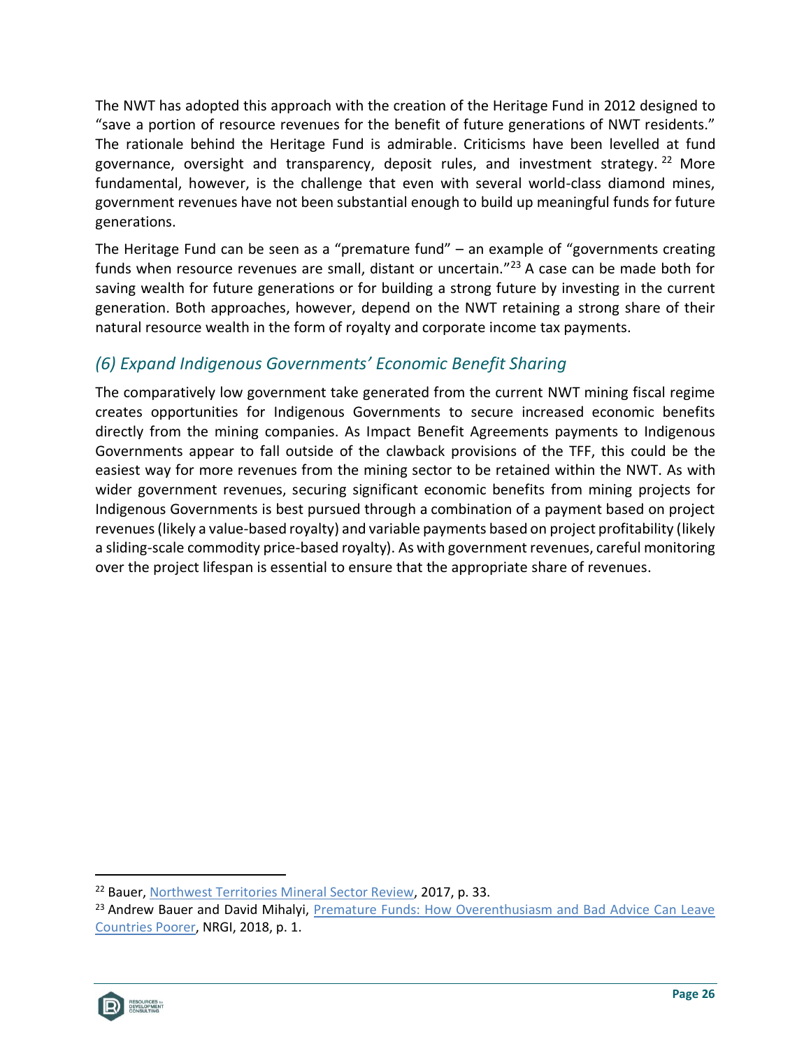The NWT has adopted this approach with the creation of the Heritage Fund in 2012 designed to "save a portion of resource revenues for the benefit of future generations of NWT residents." The rationale behind the Heritage Fund is admirable. Criticisms have been levelled at fund governance, oversight and transparency, deposit rules, and investment strategy.[22] More fundamental, however, is the challenge that even with several world-class diamond mines, government revenues have not been substantial enough to build up meaningful funds for future generations.

The Heritage Fund can be seen as a "premature fund" – an example of "governments creating funds when resource revenues are small, distant or uncertain."[23] A case can be made both for saving wealth for future generations or for building a strong future by investing in the current generation. Both approaches, however, depend on the NWT retaining a strong share of their natural resource wealth in the form of royalty and corporate income tax payments.

### *(6) Expand Indigenous Governments' Economic Benefit Sharing*

The comparatively low government take generated from the current NWT mining fiscal regime creates opportunities for Indigenous Governments to secure increased economic benefits directly from the mining companies. As Impact Benefit Agreements payments to Indigenous Governments appear to fall outside of the clawback provisions of the TFF, this could be the easiest way for more revenues from the mining sector to be retained within the NWT. As with wider government revenues, securing significant economic benefits from mining projects for Indigenous Governments is best pursued through a combination of a payment based on project revenues (likely a value-based royalty) and variable payments based on project profitability (likely a sliding-scale commodity price-based royalty). As with government revenues, careful monitoring over the project lifespan is essential to ensure that the appropriate share of revenues.

---

[22] Bauer, Northwest Territories Mineral Sector Review, 2017, p. 33.

[23] Andrew Bauer and David Mihalyi, Premature Funds: How Overenthusiasm and Bad Advice Can Leave Countries Poorer, NRGI, 2018, p. 1.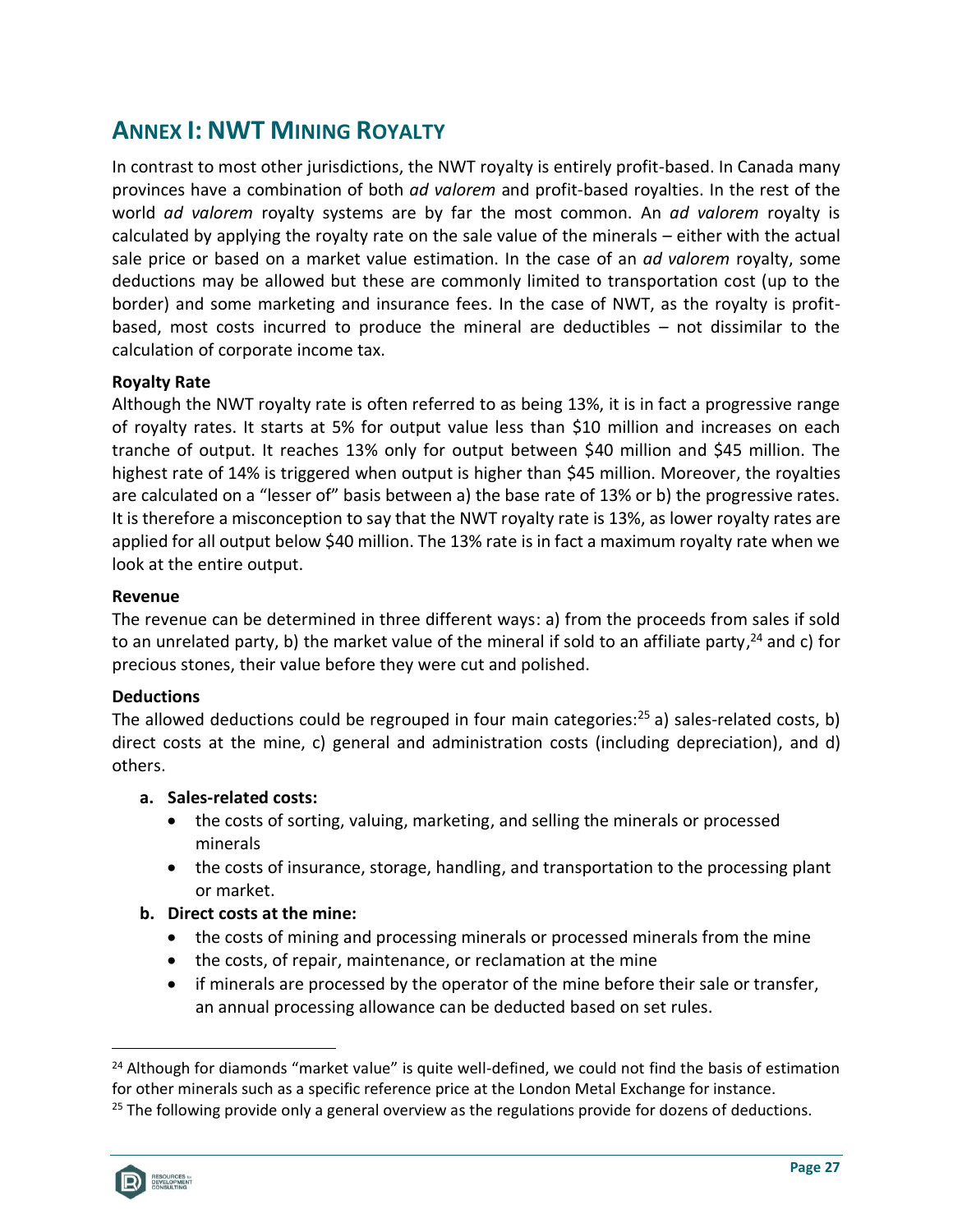## ANNEX I: NWT MINING ROYALTY

In contrast to most other jurisdictions, the NWT royalty is entirely profit-based. In Canada many provinces have a combination of both *ad valorem* and profit-based royalties. In the rest of the world *ad valorem* royalty systems are by far the most common. An *ad valorem* royalty is calculated by applying the royalty rate on the sale value of the minerals – either with the actual sale price or based on a market value estimation. In the case of an *ad valorem* royalty, some deductions may be allowed but these are commonly limited to transportation cost (up to the border) and some marketing and insurance fees. In the case of NWT, as the royalty is profit-based, most costs incurred to produce the mineral are deductibles – not dissimilar to the calculation of corporate income tax.

**Royalty Rate**

Although the NWT royalty rate is often referred to as being 13%, it is in fact a progressive range of royalty rates. It starts at 5% for output value less than $10 million and increases on each tranche of output. It reaches 13% only for output between $40 million and $45 million. The highest rate of 14% is triggered when output is higher than $45 million. Moreover, the royalties are calculated on a "lesser of" basis between a) the base rate of 13% or b) the progressive rates. It is therefore a misconception to say that the NWT royalty rate is 13%, as lower royalty rates are applied for all output below $40 million. The 13% rate is in fact a maximum royalty rate when we look at the entire output.

**Revenue**

The revenue can be determined in three different ways: a) from the proceeds from sales if sold to an unrelated party, b) the market value of the mineral if sold to an affiliate party,[24] and c) for precious stones, their value before they were cut and polished.

**Deductions**

The allowed deductions could be regrouped in four main categories:[25] a) sales-related costs, b) direct costs at the mine, c) general and administration costs (including depreciation), and d) others.

a. **Sales-related costs:**
   - the costs of sorting, valuing, marketing, and selling the minerals or processed minerals
   - the costs of insurance, storage, handling, and transportation to the processing plant or market.

b. **Direct costs at the mine:**
   - the costs of mining and processing minerals or processed minerals from the mine
   - the costs, of repair, maintenance, or reclamation at the mine
   - if minerals are processed by the operator of the mine before their sale or transfer, an annual processing allowance can be deducted based on set rules.

---

[24] Although for diamonds "market value" is quite well-defined, we could not find the basis of estimation for other minerals such as a specific reference price at the London Metal Exchange for instance.

[25] The following provide only a general overview as the regulations provide for dozens of deductions.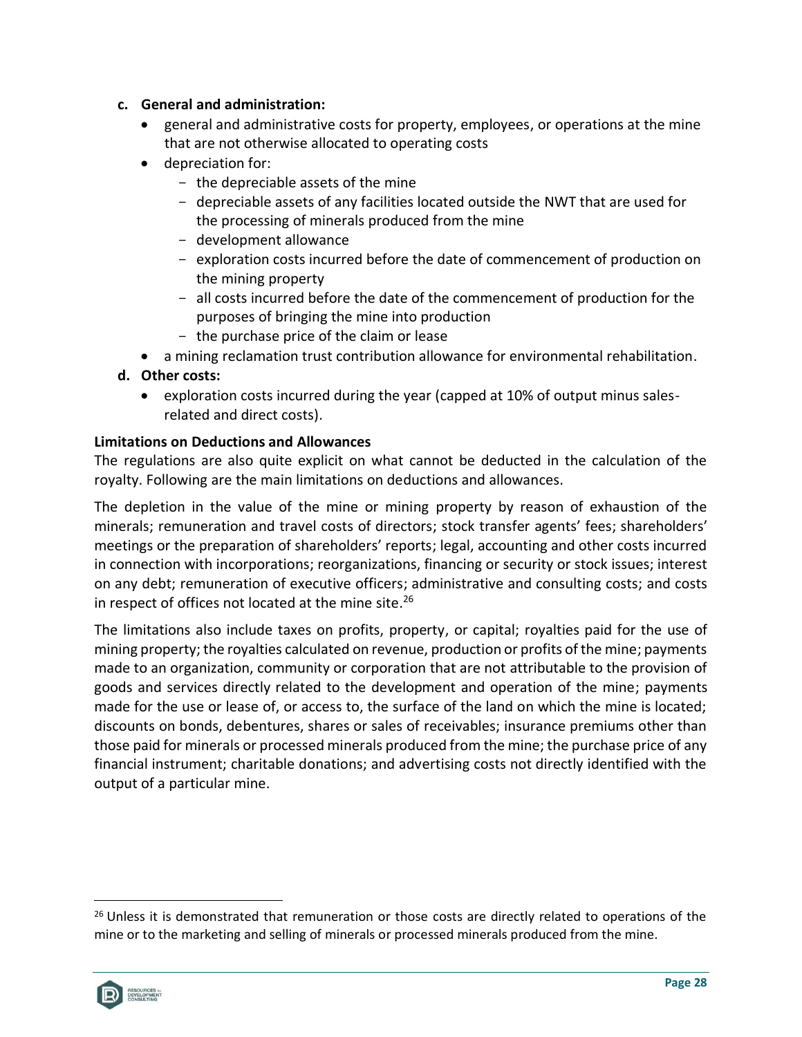c. **General and administration:**
   - general and administrative costs for property, employees, or operations at the mine that are not otherwise allocated to operating costs
   - depreciation for:
     - the depreciable assets of the mine
     - depreciable assets of any facilities located outside the NWT that are used for the processing of minerals produced from the mine
     - development allowance
     - exploration costs incurred before the date of commencement of production on the mining property
     - all costs incurred before the date of the commencement of production for the purposes of bringing the mine into production
     - the purchase price of the claim or lease
   - a mining reclamation trust contribution allowance for environmental rehabilitation.

d. **Other costs:**
   - exploration costs incurred during the year (capped at 10% of output minus sales-related and direct costs).

**Limitations on Deductions and Allowances**

The regulations are also quite explicit on what cannot be deducted in the calculation of the royalty. Following are the main limitations on deductions and allowances.

The depletion in the value of the mine or mining property by reason of exhaustion of the minerals; remuneration and travel costs of directors; stock transfer agents' fees; shareholders' meetings or the preparation of shareholders' reports; legal, accounting and other costs incurred in connection with incorporations; reorganizations, financing or security or stock issues; interest on any debt; remuneration of executive officers; administrative and consulting costs; and costs in respect of offices not located at the mine site.[26]

The limitations also include taxes on profits, property, or capital; royalties paid for the use of mining property; the royalties calculated on revenue, production or profits of the mine; payments made to an organization, community or corporation that are not attributable to the provision of goods and services directly related to the development and operation of the mine; payments made for the use or lease of, or access to, the surface of the land on which the mine is located; discounts on bonds, debentures, shares or sales of receivables; insurance premiums other than those paid for minerals or processed minerals produced from the mine; the purchase price of any financial instrument; charitable donations; and advertising costs not directly identified with the output of a particular mine.

[26] Unless it is demonstrated that remuneration or those costs are directly related to operations of the mine or to the marketing and selling of minerals or processed minerals produced from the mine.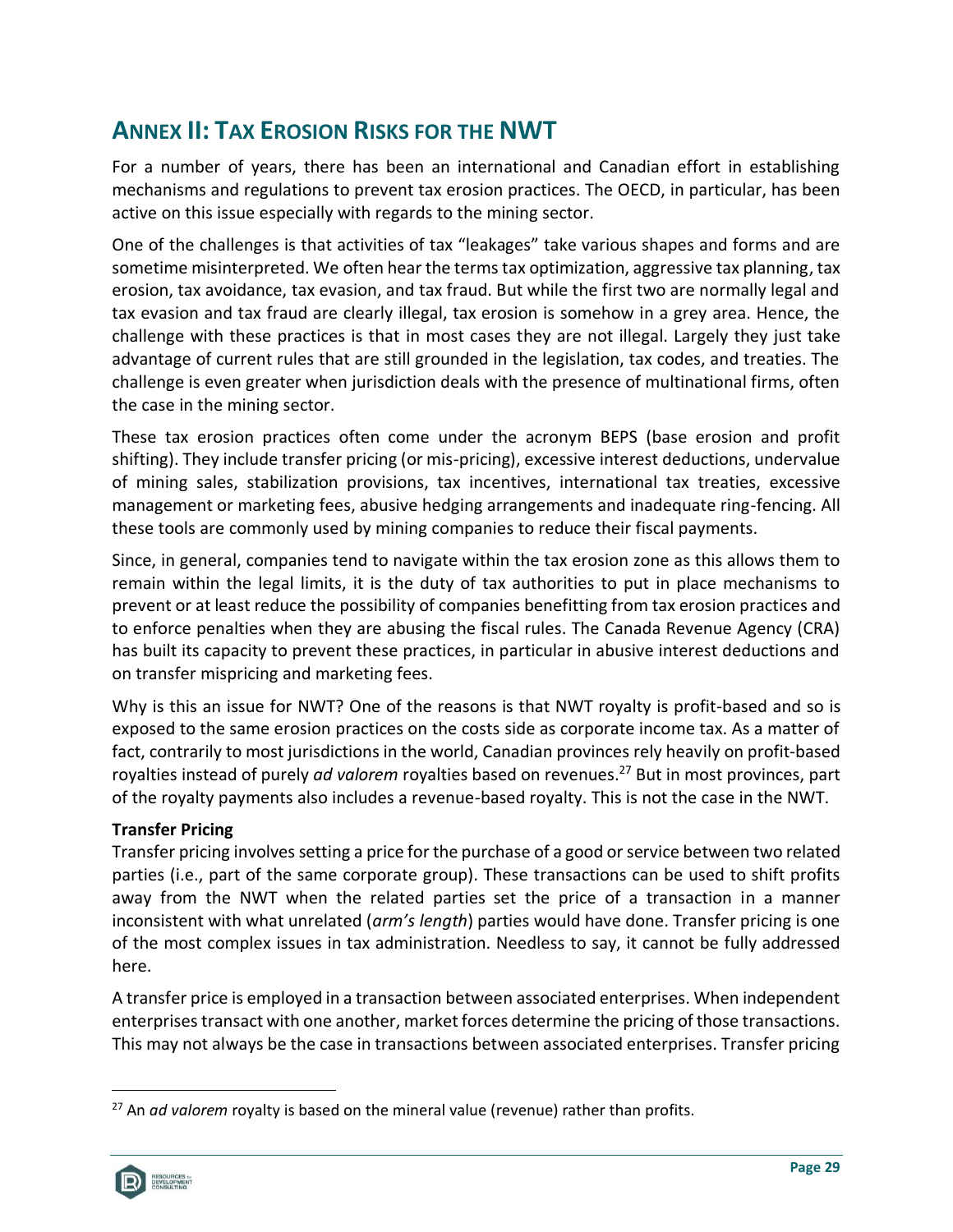## ANNEX II: TAX EROSION RISKS FOR THE NWT

For a number of years, there has been an international and Canadian effort in establishing mechanisms and regulations to prevent tax erosion practices. The OECD, in particular, has been active on this issue especially with regards to the mining sector.

One of the challenges is that activities of tax "leakages" take various shapes and forms and are sometime misinterpreted. We often hear the terms tax optimization, aggressive tax planning, tax erosion, tax avoidance, tax evasion, and tax fraud. But while the first two are normally legal and tax evasion and tax fraud are clearly illegal, tax erosion is somehow in a grey area. Hence, the challenge with these practices is that in most cases they are not illegal. Largely they just take advantage of current rules that are still grounded in the legislation, tax codes, and treaties. The challenge is even greater when jurisdiction deals with the presence of multinational firms, often the case in the mining sector.

These tax erosion practices often come under the acronym BEPS (base erosion and profit shifting). They include transfer pricing (or mis-pricing), excessive interest deductions, undervalue of mining sales, stabilization provisions, tax incentives, international tax treaties, excessive management or marketing fees, abusive hedging arrangements and inadequate ring-fencing. All these tools are commonly used by mining companies to reduce their fiscal payments.

Since, in general, companies tend to navigate within the tax erosion zone as this allows them to remain within the legal limits, it is the duty of tax authorities to put in place mechanisms to prevent or at least reduce the possibility of companies benefitting from tax erosion practices and to enforce penalties when they are abusing the fiscal rules. The Canada Revenue Agency (CRA) has built its capacity to prevent these practices, in particular in abusive interest deductions and on transfer mispricing and marketing fees.

Why is this an issue for NWT? One of the reasons is that NWT royalty is profit-based and so is exposed to the same erosion practices on the costs side as corporate income tax. As a matter of fact, contrarily to most jurisdictions in the world, Canadian provinces rely heavily on profit-based royalties instead of purely *ad valorem* royalties based on revenues.[27] But in most provinces, part of the royalty payments also includes a revenue-based royalty. This is not the case in the NWT.

**Transfer Pricing**

Transfer pricing involves setting a price for the purchase of a good or service between two related parties (i.e., part of the same corporate group). These transactions can be used to shift profits away from the NWT when the related parties set the price of a transaction in a manner inconsistent with what unrelated (*arm's length*) parties would have done. Transfer pricing is one of the most complex issues in tax administration. Needless to say, it cannot be fully addressed here.

A transfer price is employed in a transaction between associated enterprises. When independent enterprises transact with one another, market forces determine the pricing of those transactions. This may not always be the case in transactions between associated enterprises. Transfer pricing

[27] An *ad valorem* royalty is based on the mineral value (revenue) rather than profits.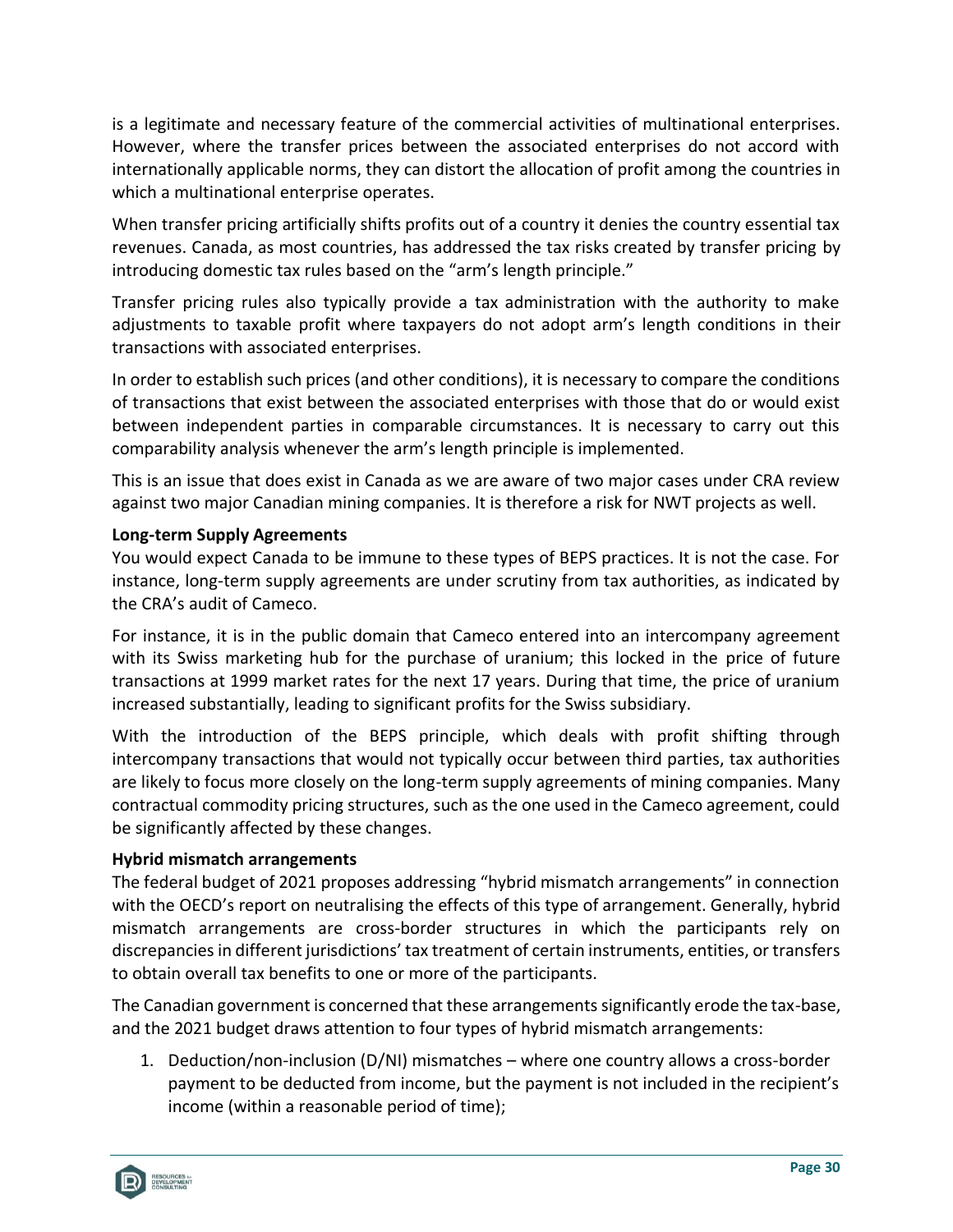is a legitimate and necessary feature of the commercial activities of multinational enterprises. However, where the transfer prices between the associated enterprises do not accord with internationally applicable norms, they can distort the allocation of profit among the countries in which a multinational enterprise operates.

When transfer pricing artificially shifts profits out of a country it denies the country essential tax revenues. Canada, as most countries, has addressed the tax risks created by transfer pricing by introducing domestic tax rules based on the "arm's length principle."

Transfer pricing rules also typically provide a tax administration with the authority to make adjustments to taxable profit where taxpayers do not adopt arm's length conditions in their transactions with associated enterprises.

In order to establish such prices (and other conditions), it is necessary to compare the conditions of transactions that exist between the associated enterprises with those that do or would exist between independent parties in comparable circumstances. It is necessary to carry out this comparability analysis whenever the arm's length principle is implemented.

This is an issue that does exist in Canada as we are aware of two major cases under CRA review against two major Canadian mining companies. It is therefore a risk for NWT projects as well.

**Long-term Supply Agreements**

You would expect Canada to be immune to these types of BEPS practices. It is not the case. For instance, long-term supply agreements are under scrutiny from tax authorities, as indicated by the CRA's audit of Cameco.

For instance, it is in the public domain that Cameco entered into an intercompany agreement with its Swiss marketing hub for the purchase of uranium; this locked in the price of future transactions at 1999 market rates for the next 17 years. During that time, the price of uranium increased substantially, leading to significant profits for the Swiss subsidiary.

With the introduction of the BEPS principle, which deals with profit shifting through intercompany transactions that would not typically occur between third parties, tax authorities are likely to focus more closely on the long-term supply agreements of mining companies. Many contractual commodity pricing structures, such as the one used in the Cameco agreement, could be significantly affected by these changes.

**Hybrid mismatch arrangements**

The federal budget of 2021 proposes addressing "hybrid mismatch arrangements" in connection with the OECD's report on neutralising the effects of this type of arrangement. Generally, hybrid mismatch arrangements are cross-border structures in which the participants rely on discrepancies in different jurisdictions' tax treatment of certain instruments, entities, or transfers to obtain overall tax benefits to one or more of the participants.

The Canadian government is concerned that these arrangements significantly erode the tax-base, and the 2021 budget draws attention to four types of hybrid mismatch arrangements:

1. Deduction/non-inclusion (D/NI) mismatches – where one country allows a cross-border payment to be deducted from income, but the payment is not included in the recipient's income (within a reasonable period of time);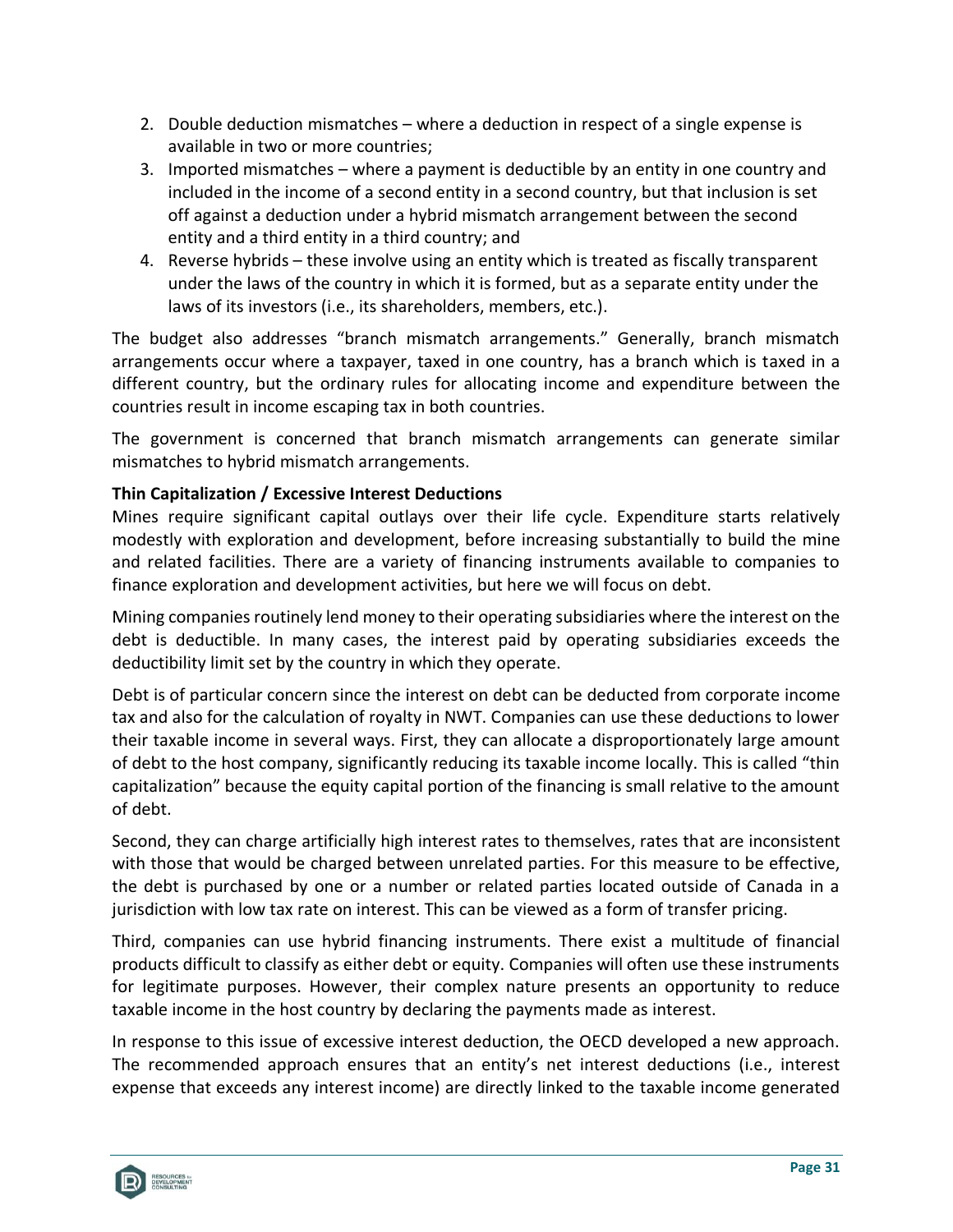2. Double deduction mismatches – where a deduction in respect of a single expense is available in two or more countries;
3. Imported mismatches – where a payment is deductible by an entity in one country and included in the income of a second entity in a second country, but that inclusion is set off against a deduction under a hybrid mismatch arrangement between the second entity and a third entity in a third country; and
4. Reverse hybrids – these involve using an entity which is treated as fiscally transparent under the laws of the country in which it is formed, but as a separate entity under the laws of its investors (i.e., its shareholders, members, etc.).

The budget also addresses "branch mismatch arrangements." Generally, branch mismatch arrangements occur where a taxpayer, taxed in one country, has a branch which is taxed in a different country, but the ordinary rules for allocating income and expenditure between the countries result in income escaping tax in both countries.

The government is concerned that branch mismatch arrangements can generate similar mismatches to hybrid mismatch arrangements.

**Thin Capitalization / Excessive Interest Deductions**

Mines require significant capital outlays over their life cycle. Expenditure starts relatively modestly with exploration and development, before increasing substantially to build the mine and related facilities. There are a variety of financing instruments available to companies to finance exploration and development activities, but here we will focus on debt.

Mining companies routinely lend money to their operating subsidiaries where the interest on the debt is deductible. In many cases, the interest paid by operating subsidiaries exceeds the deductibility limit set by the country in which they operate.

Debt is of particular concern since the interest on debt can be deducted from corporate income tax and also for the calculation of royalty in NWT. Companies can use these deductions to lower their taxable income in several ways. First, they can allocate a disproportionately large amount of debt to the host company, significantly reducing its taxable income locally. This is called "thin capitalization" because the equity capital portion of the financing is small relative to the amount of debt.

Second, they can charge artificially high interest rates to themselves, rates that are inconsistent with those that would be charged between unrelated parties. For this measure to be effective, the debt is purchased by one or a number or related parties located outside of Canada in a jurisdiction with low tax rate on interest. This can be viewed as a form of transfer pricing.

Third, companies can use hybrid financing instruments. There exist a multitude of financial products difficult to classify as either debt or equity. Companies will often use these instruments for legitimate purposes. However, their complex nature presents an opportunity to reduce taxable income in the host country by declaring the payments made as interest.

In response to this issue of excessive interest deduction, the OECD developed a new approach. The recommended approach ensures that an entity's net interest deductions (i.e., interest expense that exceeds any interest income) are directly linked to the taxable income generated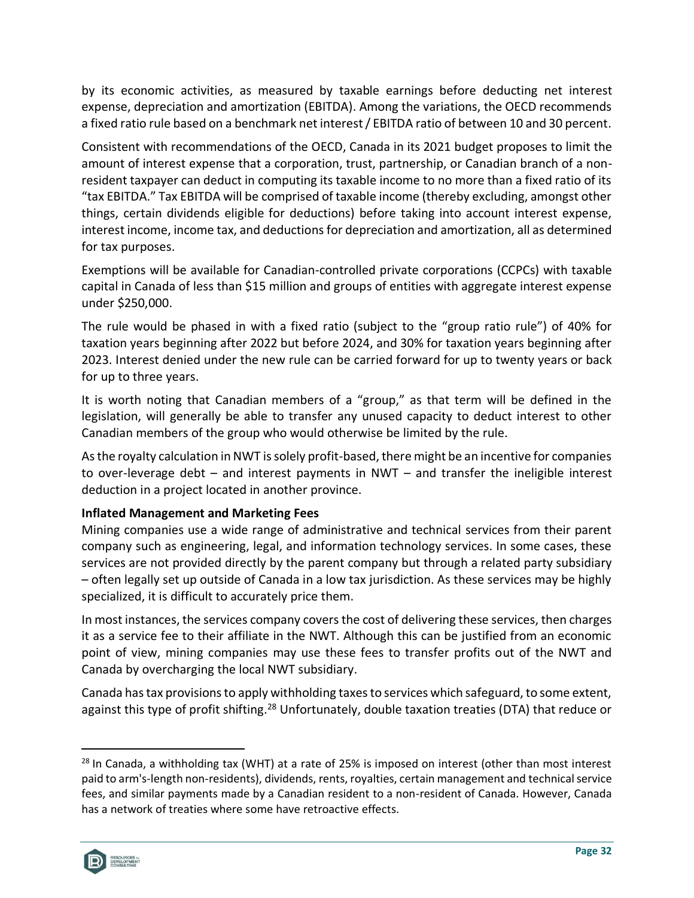by its economic activities, as measured by taxable earnings before deducting net interest expense, depreciation and amortization (EBITDA). Among the variations, the OECD recommends a fixed ratio rule based on a benchmark net interest / EBITDA ratio of between 10 and 30 percent.

Consistent with recommendations of the OECD, Canada in its 2021 budget proposes to limit the amount of interest expense that a corporation, trust, partnership, or Canadian branch of a non-resident taxpayer can deduct in computing its taxable income to no more than a fixed ratio of its "tax EBITDA." Tax EBITDA will be comprised of taxable income (thereby excluding, amongst other things, certain dividends eligible for deductions) before taking into account interest expense, interest income, income tax, and deductions for depreciation and amortization, all as determined for tax purposes.

Exemptions will be available for Canadian-controlled private corporations (CCPCs) with taxable capital in Canada of less than $15 million and groups of entities with aggregate interest expense under $250,000.

The rule would be phased in with a fixed ratio (subject to the "group ratio rule") of 40% for taxation years beginning after 2022 but before 2024, and 30% for taxation years beginning after 2023. Interest denied under the new rule can be carried forward for up to twenty years or back for up to three years.

It is worth noting that Canadian members of a "group," as that term will be defined in the legislation, will generally be able to transfer any unused capacity to deduct interest to other Canadian members of the group who would otherwise be limited by the rule.

As the royalty calculation in NWT is solely profit-based, there might be an incentive for companies to over-leverage debt – and interest payments in NWT – and transfer the ineligible interest deduction in a project located in another province.

**Inflated Management and Marketing Fees**

Mining companies use a wide range of administrative and technical services from their parent company such as engineering, legal, and information technology services. In some cases, these services are not provided directly by the parent company but through a related party subsidiary – often legally set up outside of Canada in a low tax jurisdiction. As these services may be highly specialized, it is difficult to accurately price them.

In most instances, the services company covers the cost of delivering these services, then charges it as a service fee to their affiliate in the NWT. Although this can be justified from an economic point of view, mining companies may use these fees to transfer profits out of the NWT and Canada by overcharging the local NWT subsidiary.

Canada has tax provisions to apply withholding taxes to services which safeguard, to some extent, against this type of profit shifting.[28] Unfortunately, double taxation treaties (DTA) that reduce or

[28] In Canada, a withholding tax (WHT) at a rate of 25% is imposed on interest (other than most interest paid to arm's-length non-residents), dividends, rents, royalties, certain management and technical service fees, and similar payments made by a Canadian resident to a non-resident of Canada. However, Canada has a network of treaties where some have retroactive effects.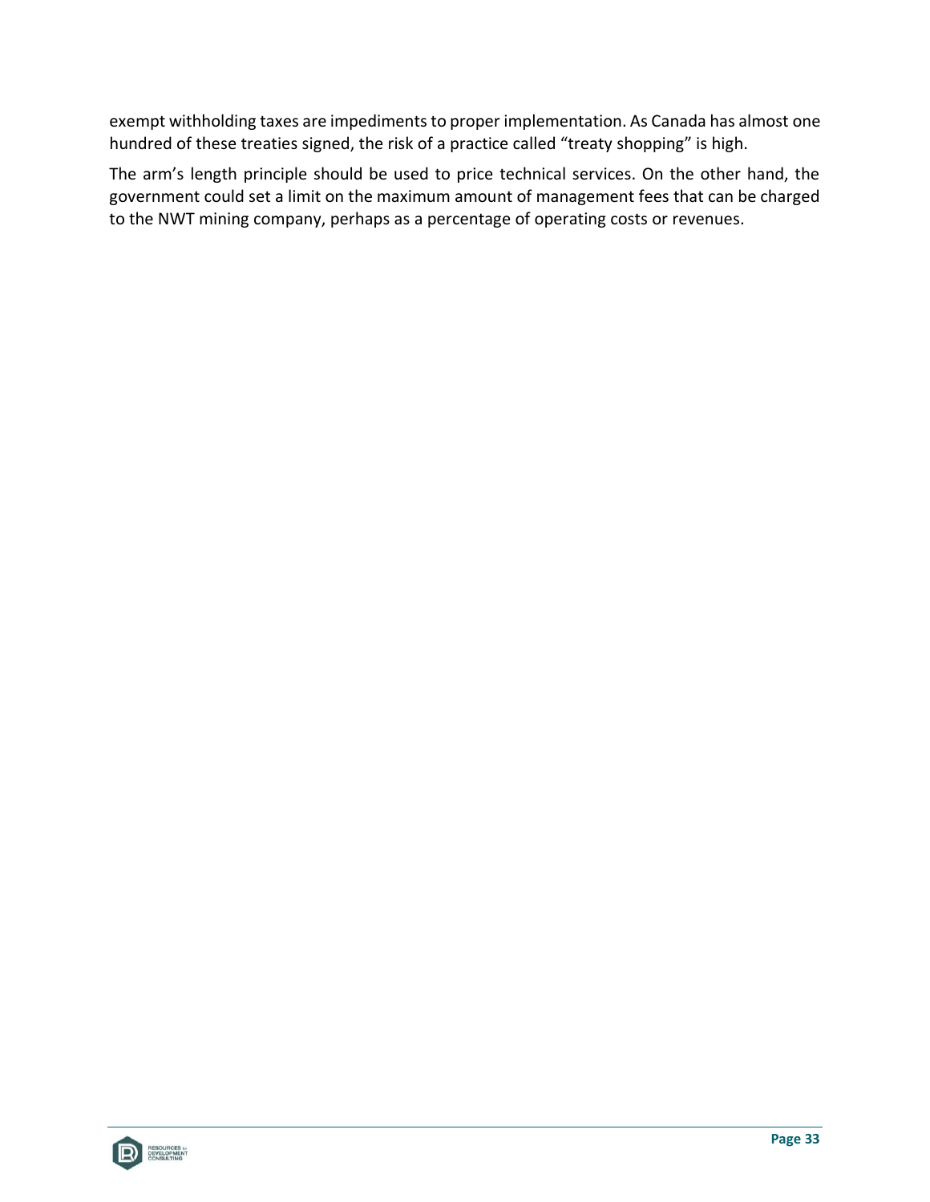exempt withholding taxes are impediments to proper implementation. As Canada has almost one hundred of these treaties signed, the risk of a practice called "treaty shopping" is high.

The arm's length principle should be used to price technical services. On the other hand, the government could set a limit on the maximum amount of management fees that can be charged to the NWT mining company, perhaps as a percentage of operating costs or revenues.